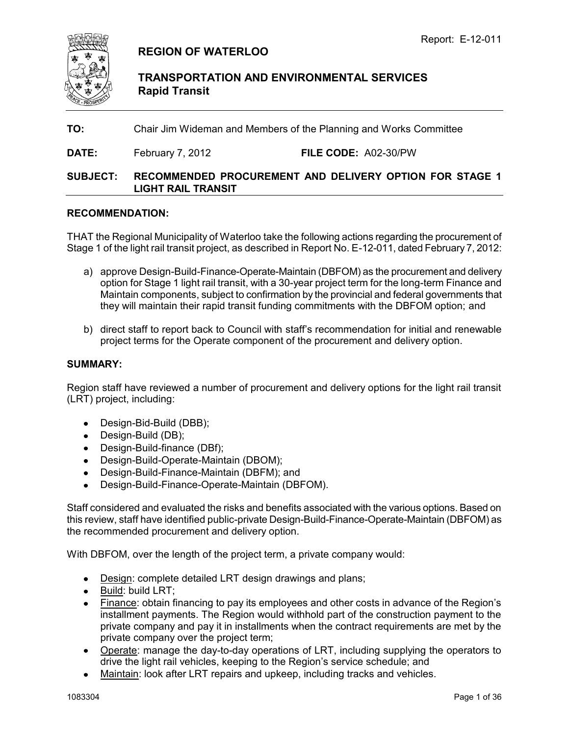Report: E-12-011

# REGION OF WATERLOO

## TRANSPORTATION AND ENVIRONMENTAL SERVICES
## Rapid Transit

**TO:** Chair Jim Wideman and Members of the Planning and Works Committee

**DATE:** February 7, 2012 **FILE CODE:** A02-30/PW

**SUBJECT:** **RECOMMENDED PROCUREMENT AND DELIVERY OPTION FOR STAGE 1 LIGHT RAIL TRANSIT**

### RECOMMENDATION:

THAT the Regional Municipality of Waterloo take the following actions regarding the procurement of Stage 1 of the light rail transit project, as described in Report No. E-12-011, dated February 7, 2012:

a) approve Design-Build-Finance-Operate-Maintain (DBFOM) as the procurement and delivery option for Stage 1 light rail transit, with a 30-year project term for the long-term Finance and Maintain components, subject to confirmation by the provincial and federal governments that they will maintain their rapid transit funding commitments with the DBFOM option; and

b) direct staff to report back to Council with staff's recommendation for initial and renewable project terms for the Operate component of the procurement and delivery option.

### SUMMARY:

Region staff have reviewed a number of procurement and delivery options for the light rail transit (LRT) project, including:

- Design-Bid-Build (DBB);
- Design-Build (DB);
- Design-Build-finance (DBf);
- Design-Build-Operate-Maintain (DBOM);
- Design-Build-Finance-Maintain (DBFM); and
- Design-Build-Finance-Operate-Maintain (DBFOM).

Staff considered and evaluated the risks and benefits associated with the various options. Based on this review, staff have identified public-private Design-Build-Finance-Operate-Maintain (DBFOM) as the recommended procurement and delivery option.

With DBFOM, over the length of the project term, a private company would:

- Design: complete detailed LRT design drawings and plans;
- Build: build LRT;
- Finance: obtain financing to pay its employees and other costs in advance of the Region's installment payments. The Region would withhold part of the construction payment to the private company and pay it in installments when the contract requirements are met by the private company over the project term;
- Operate: manage the day-to-day operations of LRT, including supplying the operators to drive the light rail vehicles, keeping to the Region's service schedule; and
- Maintain: look after LRT repairs and upkeep, including tracks and vehicles.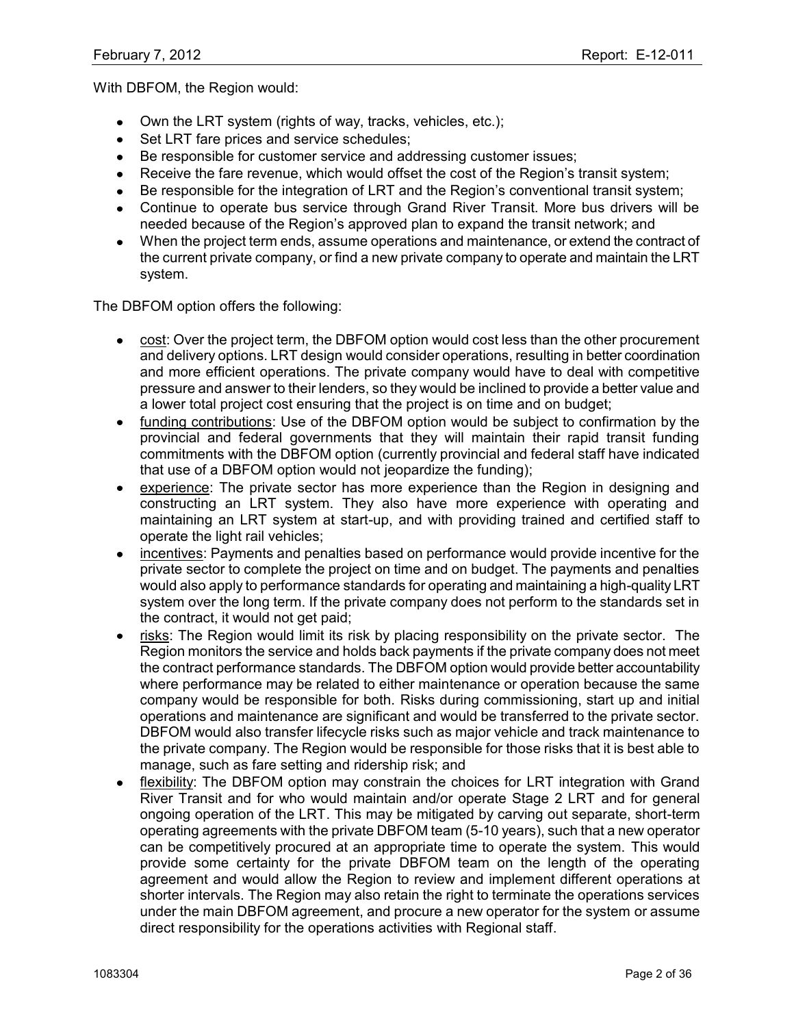With DBFOM, the Region would:

- Own the LRT system (rights of way, tracks, vehicles, etc.);
- Set LRT fare prices and service schedules;
- Be responsible for customer service and addressing customer issues;
- Receive the fare revenue, which would offset the cost of the Region's transit system;
- Be responsible for the integration of LRT and the Region's conventional transit system;
- Continue to operate bus service through Grand River Transit. More bus drivers will be needed because of the Region's approved plan to expand the transit network; and
- When the project term ends, assume operations and maintenance, or extend the contract of the current private company, or find a new private company to operate and maintain the LRT system.

The DBFOM option offers the following:

- <u>cost</u>: Over the project term, the DBFOM option would cost less than the other procurement and delivery options. LRT design would consider operations, resulting in better coordination and more efficient operations. The private company would have to deal with competitive pressure and answer to their lenders, so they would be inclined to provide a better value and a lower total project cost ensuring that the project is on time and on budget;
- <u>funding contributions</u>: Use of the DBFOM option would be subject to confirmation by the provincial and federal governments that they will maintain their rapid transit funding commitments with the DBFOM option (currently provincial and federal staff have indicated that use of a DBFOM option would not jeopardize the funding);
- <u>experience</u>: The private sector has more experience than the Region in designing and constructing an LRT system. They also have more experience with operating and maintaining an LRT system at start-up, and with providing trained and certified staff to operate the light rail vehicles;
- <u>incentives</u>: Payments and penalties based on performance would provide incentive for the private sector to complete the project on time and on budget. The payments and penalties would also apply to performance standards for operating and maintaining a high-quality LRT system over the long term. If the private company does not perform to the standards set in the contract, it would not get paid;
- <u>risks</u>: The Region would limit its risk by placing responsibility on the private sector. The Region monitors the service and holds back payments if the private company does not meet the contract performance standards. The DBFOM option would provide better accountability where performance may be related to either maintenance or operation because the same company would be responsible for both. Risks during commissioning, start up and initial operations and maintenance are significant and would be transferred to the private sector. DBFOM would also transfer lifecycle risks such as major vehicle and track maintenance to the private company. The Region would be responsible for those risks that it is best able to manage, such as fare setting and ridership risk; and
- <u>flexibility</u>: The DBFOM option may constrain the choices for LRT integration with Grand River Transit and for who would maintain and/or operate Stage 2 LRT and for general ongoing operation of the LRT. This may be mitigated by carving out separate, short-term operating agreements with the private DBFOM team (5-10 years), such that a new operator can be competitively procured at an appropriate time to operate the system. This would provide some certainty for the private DBFOM team on the length of the operating agreement and would allow the Region to review and implement different operations at shorter intervals. The Region may also retain the right to terminate the operations services under the main DBFOM agreement, and procure a new operator for the system or assume direct responsibility for the operations activities with Regional staff.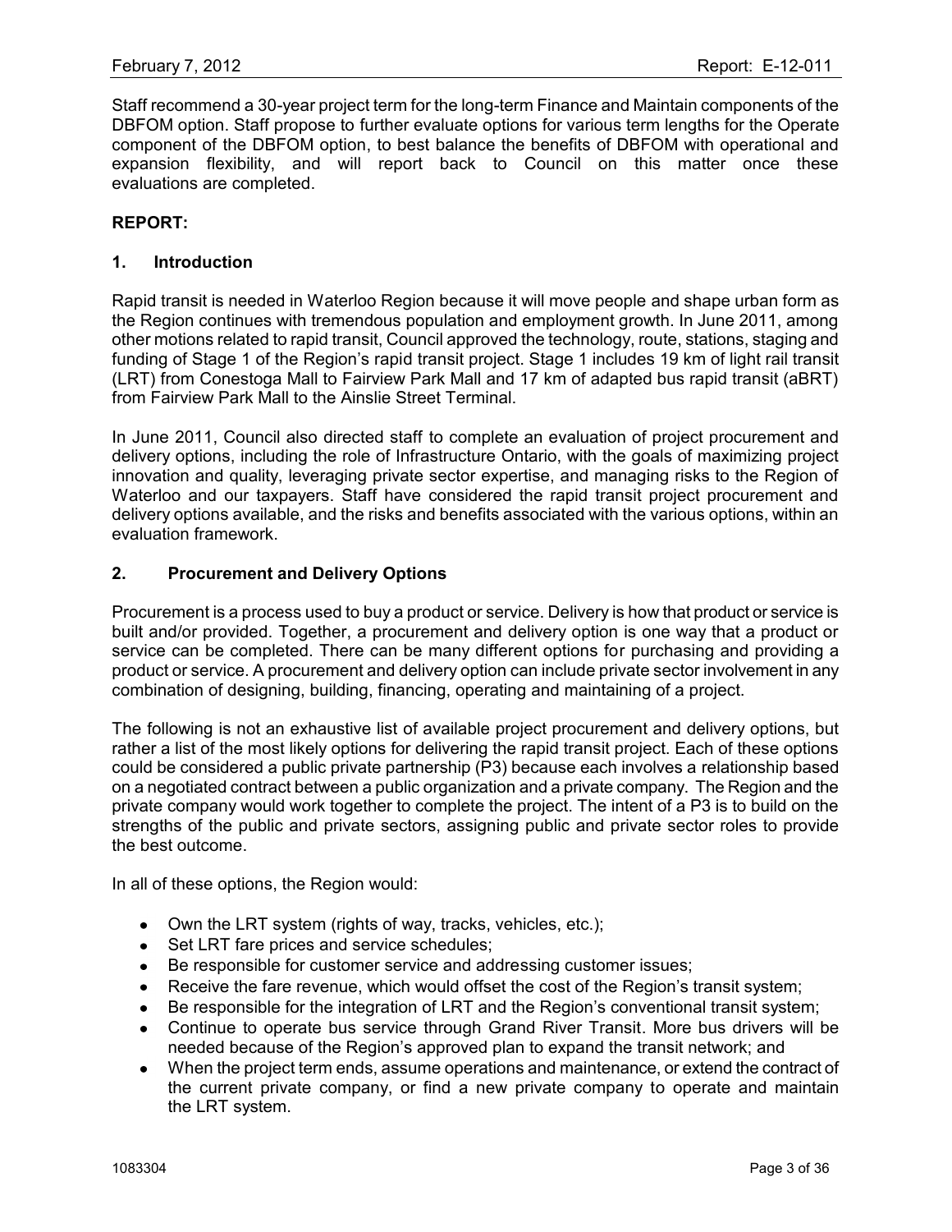Staff recommend a 30-year project term for the long-term Finance and Maintain components of the DBFOM option. Staff propose to further evaluate options for various term lengths for the Operate component of the DBFOM option, to best balance the benefits of DBFOM with operational and expansion flexibility, and will report back to Council on this matter once these evaluations are completed.

**REPORT:**

## 1. Introduction

Rapid transit is needed in Waterloo Region because it will move people and shape urban form as the Region continues with tremendous population and employment growth. In June 2011, among other motions related to rapid transit, Council approved the technology, route, stations, staging and funding of Stage 1 of the Region's rapid transit project. Stage 1 includes 19 km of light rail transit (LRT) from Conestoga Mall to Fairview Park Mall and 17 km of adapted bus rapid transit (aBRT) from Fairview Park Mall to the Ainslie Street Terminal.

In June 2011, Council also directed staff to complete an evaluation of project procurement and delivery options, including the role of Infrastructure Ontario, with the goals of maximizing project innovation and quality, leveraging private sector expertise, and managing risks to the Region of Waterloo and our taxpayers. Staff have considered the rapid transit project procurement and delivery options available, and the risks and benefits associated with the various options, within an evaluation framework.

## 2. Procurement and Delivery Options

Procurement is a process used to buy a product or service. Delivery is how that product or service is built and/or provided. Together, a procurement and delivery option is one way that a product or service can be completed. There can be many different options for purchasing and providing a product or service. A procurement and delivery option can include private sector involvement in any combination of designing, building, financing, operating and maintaining of a project.

The following is not an exhaustive list of available project procurement and delivery options, but rather a list of the most likely options for delivering the rapid transit project. Each of these options could be considered a public private partnership (P3) because each involves a relationship based on a negotiated contract between a public organization and a private company. The Region and the private company would work together to complete the project. The intent of a P3 is to build on the strengths of the public and private sectors, assigning public and private sector roles to provide the best outcome.

In all of these options, the Region would:

- Own the LRT system (rights of way, tracks, vehicles, etc.);
- Set LRT fare prices and service schedules;
- Be responsible for customer service and addressing customer issues;
- Receive the fare revenue, which would offset the cost of the Region's transit system;
- Be responsible for the integration of LRT and the Region's conventional transit system;
- Continue to operate bus service through Grand River Transit. More bus drivers will be needed because of the Region's approved plan to expand the transit network; and
- When the project term ends, assume operations and maintenance, or extend the contract of the current private company, or find a new private company to operate and maintain the LRT system.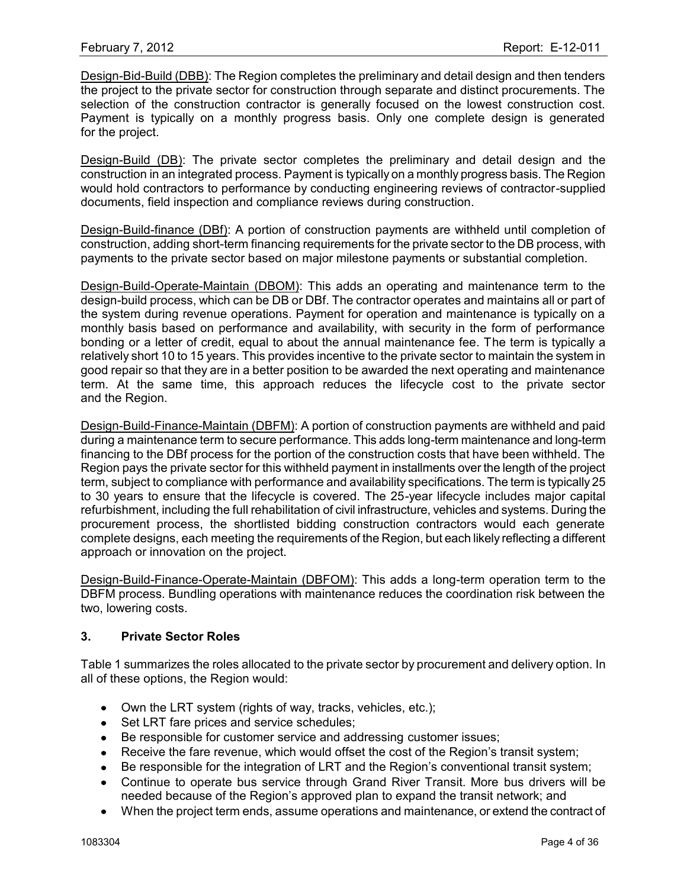Design-Bid-Build (DBB): The Region completes the preliminary and detail design and then tenders the project to the private sector for construction through separate and distinct procurements. The selection of the construction contractor is generally focused on the lowest construction cost. Payment is typically on a monthly progress basis. Only one complete design is generated for the project.

Design-Build (DB): The private sector completes the preliminary and detail design and the construction in an integrated process. Payment is typically on a monthly progress basis. The Region would hold contractors to performance by conducting engineering reviews of contractor-supplied documents, field inspection and compliance reviews during construction.

Design-Build-finance (DBf): A portion of construction payments are withheld until completion of construction, adding short-term financing requirements for the private sector to the DB process, with payments to the private sector based on major milestone payments or substantial completion.

Design-Build-Operate-Maintain (DBOM): This adds an operating and maintenance term to the design-build process, which can be DB or DBf. The contractor operates and maintains all or part of the system during revenue operations. Payment for operation and maintenance is typically on a monthly basis based on performance and availability, with security in the form of performance bonding or a letter of credit, equal to about the annual maintenance fee. The term is typically a relatively short 10 to 15 years. This provides incentive to the private sector to maintain the system in good repair so that they are in a better position to be awarded the next operating and maintenance term. At the same time, this approach reduces the lifecycle cost to the private sector and the Region.

Design-Build-Finance-Maintain (DBFM): A portion of construction payments are withheld and paid during a maintenance term to secure performance. This adds long-term maintenance and long-term financing to the DBf process for the portion of the construction costs that have been withheld. The Region pays the private sector for this withheld payment in installments over the length of the project term, subject to compliance with performance and availability specifications. The term is typically 25 to 30 years to ensure that the lifecycle is covered. The 25-year lifecycle includes major capital refurbishment, including the full rehabilitation of civil infrastructure, vehicles and systems. During the procurement process, the shortlisted bidding construction contractors would each generate complete designs, each meeting the requirements of the Region, but each likely reflecting a different approach or innovation on the project.

Design-Build-Finance-Operate-Maintain (DBFOM): This adds a long-term operation term to the DBFM process. Bundling operations with maintenance reduces the coordination risk between the two, lowering costs.

## 3. Private Sector Roles

Table 1 summarizes the roles allocated to the private sector by procurement and delivery option. In all of these options, the Region would:

- Own the LRT system (rights of way, tracks, vehicles, etc.);
- Set LRT fare prices and service schedules;
- Be responsible for customer service and addressing customer issues;
- Receive the fare revenue, which would offset the cost of the Region's transit system;
- Be responsible for the integration of LRT and the Region's conventional transit system;
- Continue to operate bus service through Grand River Transit. More bus drivers will be needed because of the Region's approved plan to expand the transit network; and
- When the project term ends, assume operations and maintenance, or extend the contract of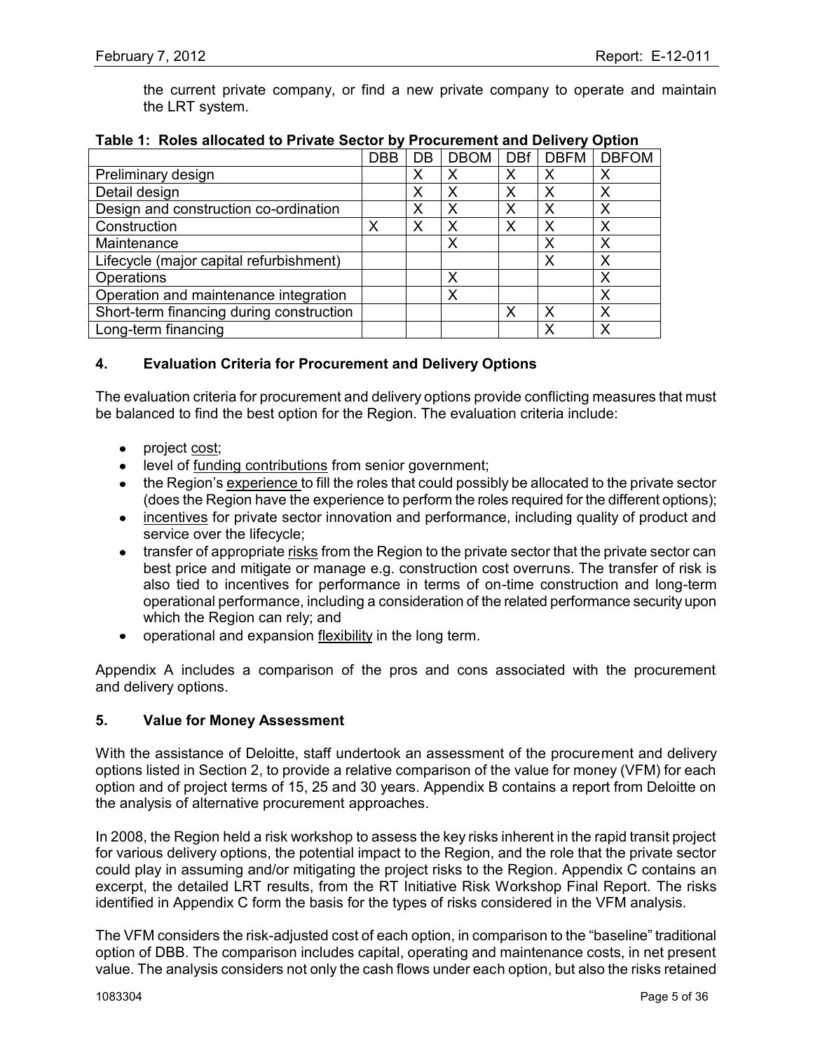the current private company, or find a new private company to operate and maintain the LRT system.

**Table 1: Roles allocated to Private Sector by Procurement and Delivery Option**

| | DBB | DB | DBOM | DBf | DBFM | DBFOM |
|---|---|---|---|---|---|---|
| Preliminary design | | X | X | X | X | X |
| Detail design | | X | X | X | X | X |
| Design and construction co-ordination | | X | X | X | X | X |
| Construction | X | X | X | X | X | X |
| Maintenance | | | X | | X | X |
| Lifecycle (major capital refurbishment) | | | | | X | X |
| Operations | | | X | | | X |
| Operation and maintenance integration | | | X | | | X |
| Short-term financing during construction | | | | X | X | X |
| Long-term financing | | | | | X | X |

## 4. Evaluation Criteria for Procurement and Delivery Options

The evaluation criteria for procurement and delivery options provide conflicting measures that must be balanced to find the best option for the Region. The evaluation criteria include:

- project cost;
- level of funding contributions from senior government;
- the Region's experience to fill the roles that could possibly be allocated to the private sector (does the Region have the experience to perform the roles required for the different options);
- incentives for private sector innovation and performance, including quality of product and service over the lifecycle;
- transfer of appropriate risks from the Region to the private sector that the private sector can best price and mitigate or manage e.g. construction cost overruns. The transfer of risk is also tied to incentives for performance in terms of on-time construction and long-term operational performance, including a consideration of the related performance security upon which the Region can rely; and
- operational and expansion flexibility in the long term.

Appendix A includes a comparison of the pros and cons associated with the procurement and delivery options.

## 5. Value for Money Assessment

With the assistance of Deloitte, staff undertook an assessment of the procurement and delivery options listed in Section 2, to provide a relative comparison of the value for money (VFM) for each option and of project terms of 15, 25 and 30 years. Appendix B contains a report from Deloitte on the analysis of alternative procurement approaches.

In 2008, the Region held a risk workshop to assess the key risks inherent in the rapid transit project for various delivery options, the potential impact to the Region, and the role that the private sector could play in assuming and/or mitigating the project risks to the Region. Appendix C contains an excerpt, the detailed LRT results, from the RT Initiative Risk Workshop Final Report. The risks identified in Appendix C form the basis for the types of risks considered in the VFM analysis.

The VFM considers the risk-adjusted cost of each option, in comparison to the "baseline" traditional option of DBB. The comparison includes capital, operating and maintenance costs, in net present value. The analysis considers not only the cash flows under each option, but also the risks retained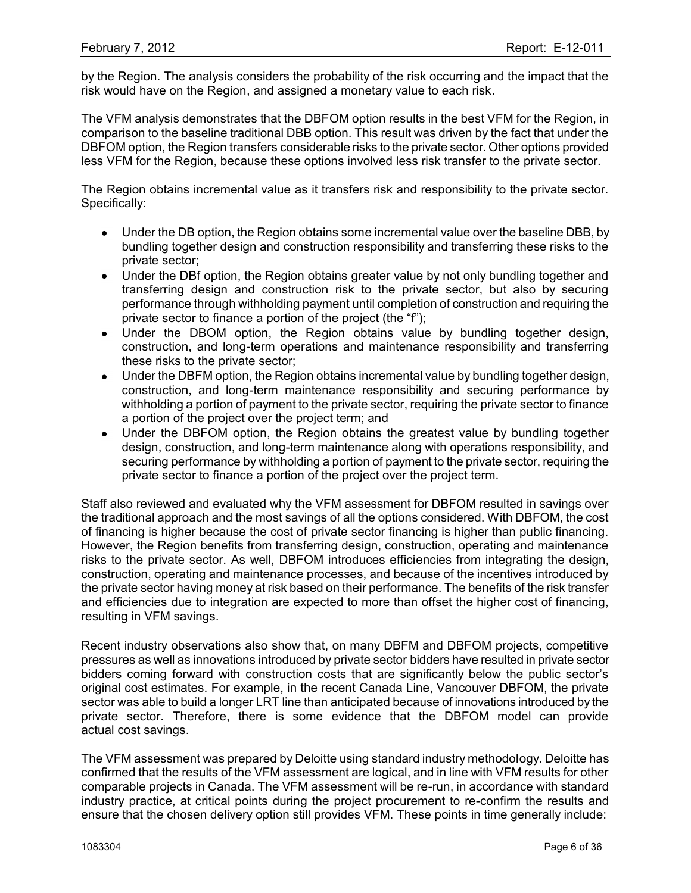by the Region. The analysis considers the probability of the risk occurring and the impact that the risk would have on the Region, and assigned a monetary value to each risk.

The VFM analysis demonstrates that the DBFOM option results in the best VFM for the Region, in comparison to the baseline traditional DBB option. This result was driven by the fact that under the DBFOM option, the Region transfers considerable risks to the private sector. Other options provided less VFM for the Region, because these options involved less risk transfer to the private sector.

The Region obtains incremental value as it transfers risk and responsibility to the private sector. Specifically:

- Under the DB option, the Region obtains some incremental value over the baseline DBB, by bundling together design and construction responsibility and transferring these risks to the private sector;
- Under the DBf option, the Region obtains greater value by not only bundling together and transferring design and construction risk to the private sector, but also by securing performance through withholding payment until completion of construction and requiring the private sector to finance a portion of the project (the "f");
- Under the DBOM option, the Region obtains value by bundling together design, construction, and long-term operations and maintenance responsibility and transferring these risks to the private sector;
- Under the DBFM option, the Region obtains incremental value by bundling together design, construction, and long-term maintenance responsibility and securing performance by withholding a portion of payment to the private sector, requiring the private sector to finance a portion of the project over the project term; and
- Under the DBFOM option, the Region obtains the greatest value by bundling together design, construction, and long-term maintenance along with operations responsibility, and securing performance by withholding a portion of payment to the private sector, requiring the private sector to finance a portion of the project over the project term.

Staff also reviewed and evaluated why the VFM assessment for DBFOM resulted in savings over the traditional approach and the most savings of all the options considered. With DBFOM, the cost of financing is higher because the cost of private sector financing is higher than public financing. However, the Region benefits from transferring design, construction, operating and maintenance risks to the private sector. As well, DBFOM introduces efficiencies from integrating the design, construction, operating and maintenance processes, and because of the incentives introduced by the private sector having money at risk based on their performance. The benefits of the risk transfer and efficiencies due to integration are expected to more than offset the higher cost of financing, resulting in VFM savings.

Recent industry observations also show that, on many DBFM and DBFOM projects, competitive pressures as well as innovations introduced by private sector bidders have resulted in private sector bidders coming forward with construction costs that are significantly below the public sector's original cost estimates. For example, in the recent Canada Line, Vancouver DBFOM, the private sector was able to build a longer LRT line than anticipated because of innovations introduced by the private sector. Therefore, there is some evidence that the DBFOM model can provide actual cost savings.

The VFM assessment was prepared by Deloitte using standard industry methodology. Deloitte has confirmed that the results of the VFM assessment are logical, and in line with VFM results for other comparable projects in Canada. The VFM assessment will be re-run, in accordance with standard industry practice, at critical points during the project procurement to re-confirm the results and ensure that the chosen delivery option still provides VFM. These points in time generally include: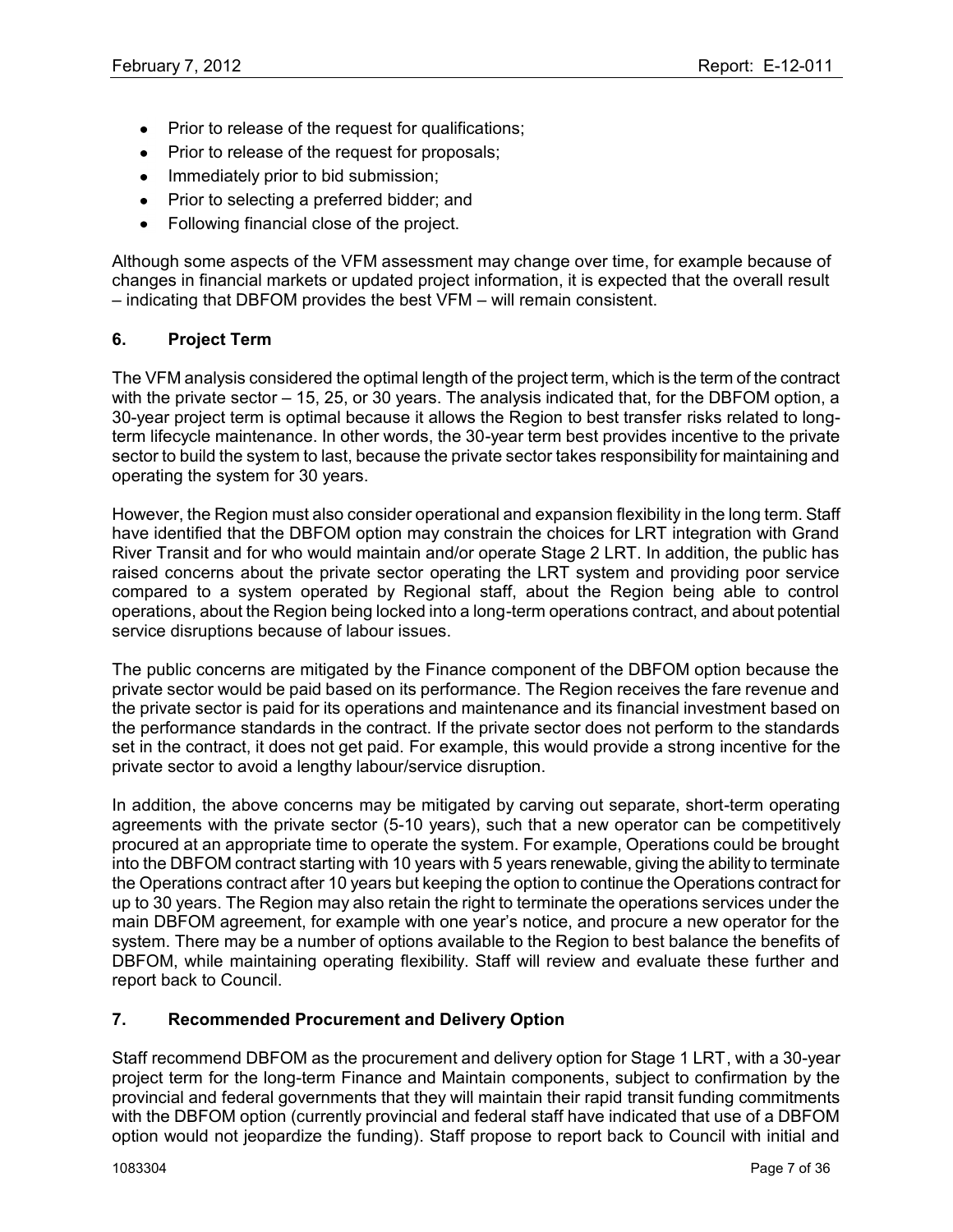- Prior to release of the request for qualifications;
- Prior to release of the request for proposals;
- Immediately prior to bid submission;
- Prior to selecting a preferred bidder; and
- Following financial close of the project.

Although some aspects of the VFM assessment may change over time, for example because of changes in financial markets or updated project information, it is expected that the overall result – indicating that DBFOM provides the best VFM – will remain consistent.

## 6. Project Term

The VFM analysis considered the optimal length of the project term, which is the term of the contract with the private sector – 15, 25, or 30 years. The analysis indicated that, for the DBFOM option, a 30-year project term is optimal because it allows the Region to best transfer risks related to long-term lifecycle maintenance. In other words, the 30-year term best provides incentive to the private sector to build the system to last, because the private sector takes responsibility for maintaining and operating the system for 30 years.

However, the Region must also consider operational and expansion flexibility in the long term. Staff have identified that the DBFOM option may constrain the choices for LRT integration with Grand River Transit and for who would maintain and/or operate Stage 2 LRT. In addition, the public has raised concerns about the private sector operating the LRT system and providing poor service compared to a system operated by Regional staff, about the Region being able to control operations, about the Region being locked into a long-term operations contract, and about potential service disruptions because of labour issues.

The public concerns are mitigated by the Finance component of the DBFOM option because the private sector would be paid based on its performance. The Region receives the fare revenue and the private sector is paid for its operations and maintenance and its financial investment based on the performance standards in the contract. If the private sector does not perform to the standards set in the contract, it does not get paid. For example, this would provide a strong incentive for the private sector to avoid a lengthy labour/service disruption.

In addition, the above concerns may be mitigated by carving out separate, short-term operating agreements with the private sector (5-10 years), such that a new operator can be competitively procured at an appropriate time to operate the system. For example, Operations could be brought into the DBFOM contract starting with 10 years with 5 years renewable, giving the ability to terminate the Operations contract after 10 years but keeping the option to continue the Operations contract for up to 30 years. The Region may also retain the right to terminate the operations services under the main DBFOM agreement, for example with one year's notice, and procure a new operator for the system. There may be a number of options available to the Region to best balance the benefits of DBFOM, while maintaining operating flexibility. Staff will review and evaluate these further and report back to Council.

## 7. Recommended Procurement and Delivery Option

Staff recommend DBFOM as the procurement and delivery option for Stage 1 LRT, with a 30-year project term for the long-term Finance and Maintain components, subject to confirmation by the provincial and federal governments that they will maintain their rapid transit funding commitments with the DBFOM option (currently provincial and federal staff have indicated that use of a DBFOM option would not jeopardize the funding). Staff propose to report back to Council with initial and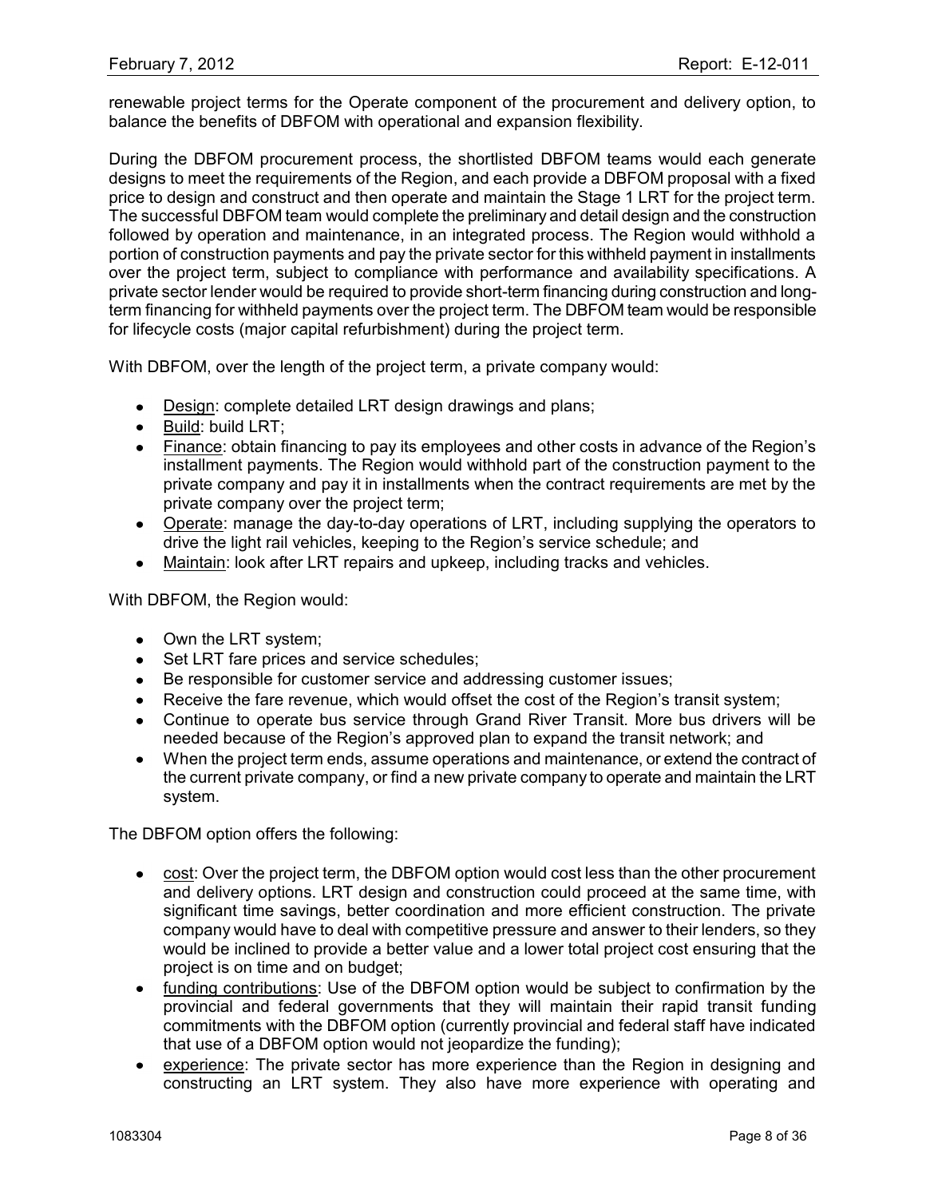renewable project terms for the Operate component of the procurement and delivery option, to balance the benefits of DBFOM with operational and expansion flexibility.

During the DBFOM procurement process, the shortlisted DBFOM teams would each generate designs to meet the requirements of the Region, and each provide a DBFOM proposal with a fixed price to design and construct and then operate and maintain the Stage 1 LRT for the project term. The successful DBFOM team would complete the preliminary and detail design and the construction followed by operation and maintenance, in an integrated process. The Region would withhold a portion of construction payments and pay the private sector for this withheld payment in installments over the project term, subject to compliance with performance and availability specifications. A private sector lender would be required to provide short-term financing during construction and long-term financing for withheld payments over the project term. The DBFOM team would be responsible for lifecycle costs (major capital refurbishment) during the project term.

With DBFOM, over the length of the project term, a private company would:

- Design: complete detailed LRT design drawings and plans;
- Build: build LRT;
- Finance: obtain financing to pay its employees and other costs in advance of the Region's installment payments. The Region would withhold part of the construction payment to the private company and pay it in installments when the contract requirements are met by the private company over the project term;
- Operate: manage the day-to-day operations of LRT, including supplying the operators to drive the light rail vehicles, keeping to the Region's service schedule; and
- Maintain: look after LRT repairs and upkeep, including tracks and vehicles.

With DBFOM, the Region would:

- Own the LRT system;
- Set LRT fare prices and service schedules;
- Be responsible for customer service and addressing customer issues;
- Receive the fare revenue, which would offset the cost of the Region's transit system;
- Continue to operate bus service through Grand River Transit. More bus drivers will be needed because of the Region's approved plan to expand the transit network; and
- When the project term ends, assume operations and maintenance, or extend the contract of the current private company, or find a new private company to operate and maintain the LRT system.

The DBFOM option offers the following:

- cost: Over the project term, the DBFOM option would cost less than the other procurement and delivery options. LRT design and construction could proceed at the same time, with significant time savings, better coordination and more efficient construction. The private company would have to deal with competitive pressure and answer to their lenders, so they would be inclined to provide a better value and a lower total project cost ensuring that the project is on time and on budget;
- funding contributions: Use of the DBFOM option would be subject to confirmation by the provincial and federal governments that they will maintain their rapid transit funding commitments with the DBFOM option (currently provincial and federal staff have indicated that use of a DBFOM option would not jeopardize the funding);
- experience: The private sector has more experience than the Region in designing and constructing an LRT system. They also have more experience with operating and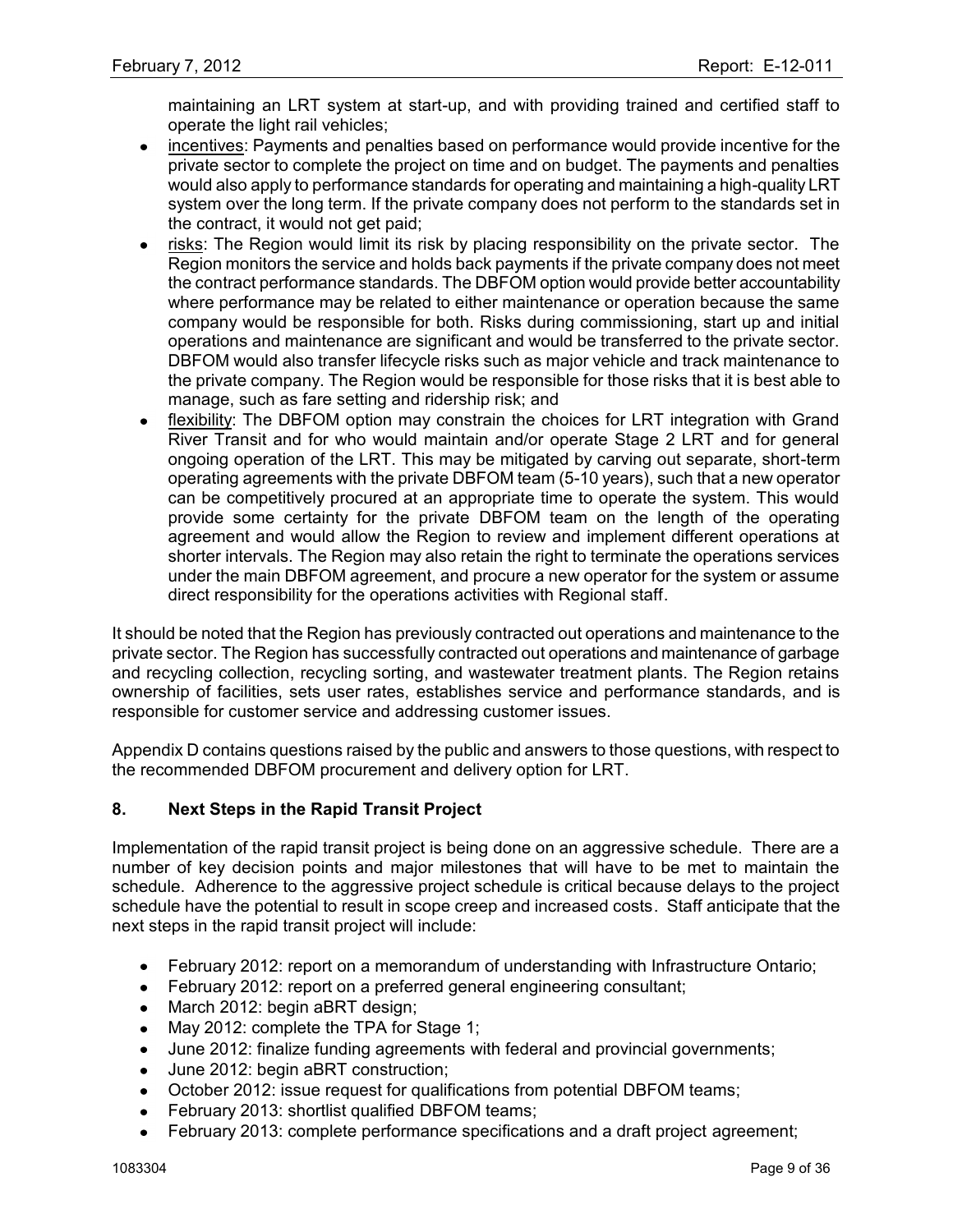maintaining an LRT system at start-up, and with providing trained and certified staff to operate the light rail vehicles;

- incentives: Payments and penalties based on performance would provide incentive for the private sector to complete the project on time and on budget. The payments and penalties would also apply to performance standards for operating and maintaining a high-quality LRT system over the long term. If the private company does not perform to the standards set in the contract, it would not get paid;
- risks: The Region would limit its risk by placing responsibility on the private sector. The Region monitors the service and holds back payments if the private company does not meet the contract performance standards. The DBFOM option would provide better accountability where performance may be related to either maintenance or operation because the same company would be responsible for both. Risks during commissioning, start up and initial operations and maintenance are significant and would be transferred to the private sector. DBFOM would also transfer lifecycle risks such as major vehicle and track maintenance to the private company. The Region would be responsible for those risks that it is best able to manage, such as fare setting and ridership risk; and
- flexibility: The DBFOM option may constrain the choices for LRT integration with Grand River Transit and for who would maintain and/or operate Stage 2 LRT and for general ongoing operation of the LRT. This may be mitigated by carving out separate, short-term operating agreements with the private DBFOM team (5-10 years), such that a new operator can be competitively procured at an appropriate time to operate the system. This would provide some certainty for the private DBFOM team on the length of the operating agreement and would allow the Region to review and implement different operations at shorter intervals. The Region may also retain the right to terminate the operations services under the main DBFOM agreement, and procure a new operator for the system or assume direct responsibility for the operations activities with Regional staff.

It should be noted that the Region has previously contracted out operations and maintenance to the private sector. The Region has successfully contracted out operations and maintenance of garbage and recycling collection, recycling sorting, and wastewater treatment plants. The Region retains ownership of facilities, sets user rates, establishes service and performance standards, and is responsible for customer service and addressing customer issues.

Appendix D contains questions raised by the public and answers to those questions, with respect to the recommended DBFOM procurement and delivery option for LRT.

## 8. Next Steps in the Rapid Transit Project

Implementation of the rapid transit project is being done on an aggressive schedule. There are a number of key decision points and major milestones that will have to be met to maintain the schedule. Adherence to the aggressive project schedule is critical because delays to the project schedule have the potential to result in scope creep and increased costs. Staff anticipate that the next steps in the rapid transit project will include:

- February 2012: report on a memorandum of understanding with Infrastructure Ontario;
- February 2012: report on a preferred general engineering consultant;
- March 2012: begin aBRT design;
- May 2012: complete the TPA for Stage 1;
- June 2012: finalize funding agreements with federal and provincial governments;
- June 2012: begin aBRT construction;
- October 2012: issue request for qualifications from potential DBFOM teams;
- February 2013: shortlist qualified DBFOM teams;
- February 2013: complete performance specifications and a draft project agreement;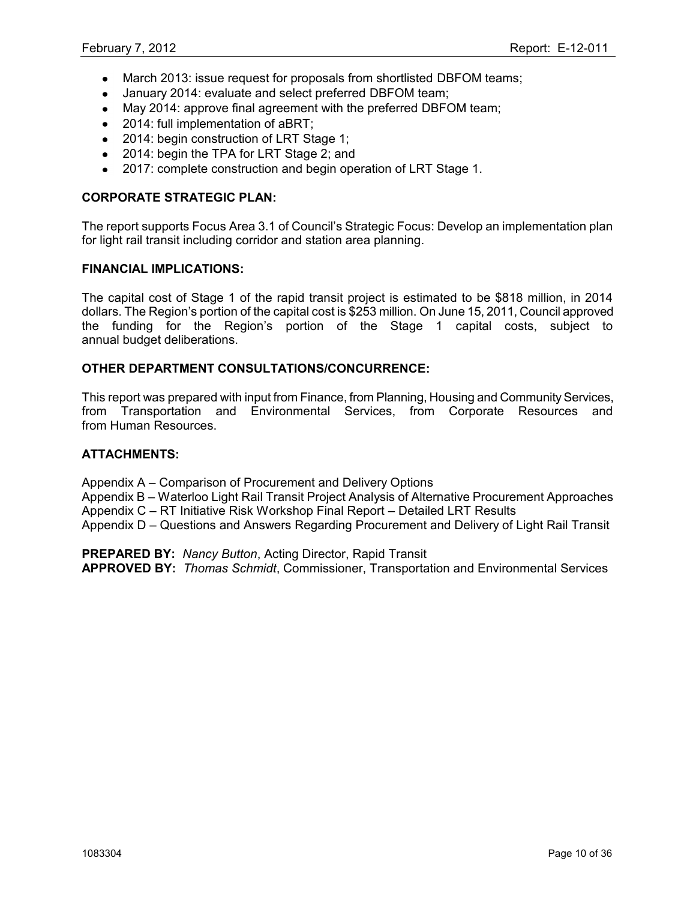- March 2013: issue request for proposals from shortlisted DBFOM teams;
- January 2014: evaluate and select preferred DBFOM team;
- May 2014: approve final agreement with the preferred DBFOM team;
- 2014: full implementation of aBRT;
- 2014: begin construction of LRT Stage 1;
- 2014: begin the TPA for LRT Stage 2; and
- 2017: complete construction and begin operation of LRT Stage 1.

**CORPORATE STRATEGIC PLAN:**

The report supports Focus Area 3.1 of Council's Strategic Focus: Develop an implementation plan for light rail transit including corridor and station area planning.

**FINANCIAL IMPLICATIONS:**

The capital cost of Stage 1 of the rapid transit project is estimated to be $818 million, in 2014 dollars. The Region's portion of the capital cost is $253 million. On June 15, 2011, Council approved the funding for the Region's portion of the Stage 1 capital costs, subject to annual budget deliberations.

**OTHER DEPARTMENT CONSULTATIONS/CONCURRENCE:**

This report was prepared with input from Finance, from Planning, Housing and Community Services, from Transportation and Environmental Services, from Corporate Resources and from Human Resources.

**ATTACHMENTS:**

Appendix A – Comparison of Procurement and Delivery Options
Appendix B – Waterloo Light Rail Transit Project Analysis of Alternative Procurement Approaches
Appendix C – RT Initiative Risk Workshop Final Report – Detailed LRT Results
Appendix D – Questions and Answers Regarding Procurement and Delivery of Light Rail Transit

**PREPARED BY:** *Nancy Button*, Acting Director, Rapid Transit
**APPROVED BY:** *Thomas Schmidt*, Commissioner, Transportation and Environmental Services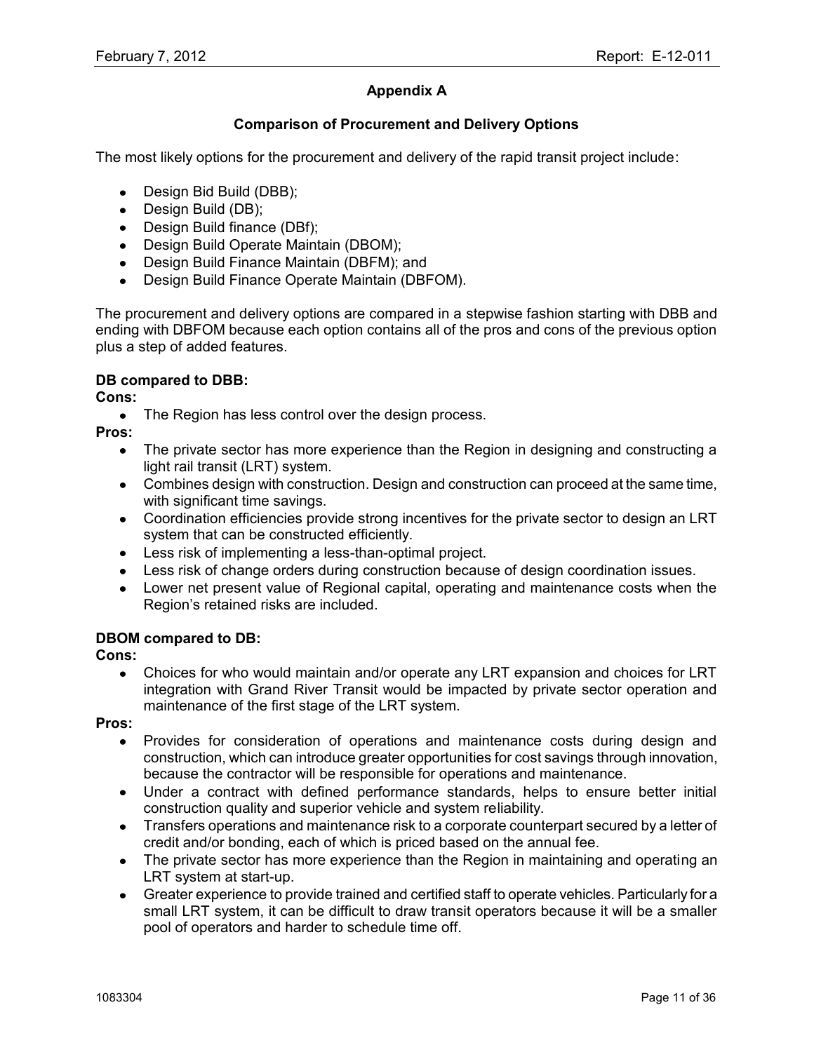## Appendix A

### Comparison of Procurement and Delivery Options

The most likely options for the procurement and delivery of the rapid transit project include:

- Design Bid Build (DBB);
- Design Build (DB);
- Design Build finance (DBf);
- Design Build Operate Maintain (DBOM);
- Design Build Finance Maintain (DBFM); and
- Design Build Finance Operate Maintain (DBFOM).

The procurement and delivery options are compared in a stepwise fashion starting with DBB and ending with DBFOM because each option contains all of the pros and cons of the previous option plus a step of added features.

**DB compared to DBB:**

**Cons:**

- The Region has less control over the design process.

**Pros:**

- The private sector has more experience than the Region in designing and constructing a light rail transit (LRT) system.
- Combines design with construction. Design and construction can proceed at the same time, with significant time savings.
- Coordination efficiencies provide strong incentives for the private sector to design an LRT system that can be constructed efficiently.
- Less risk of implementing a less-than-optimal project.
- Less risk of change orders during construction because of design coordination issues.
- Lower net present value of Regional capital, operating and maintenance costs when the Region's retained risks are included.

**DBOM compared to DB:**

**Cons:**

- Choices for who would maintain and/or operate any LRT expansion and choices for LRT integration with Grand River Transit would be impacted by private sector operation and maintenance of the first stage of the LRT system.

**Pros:**

- Provides for consideration of operations and maintenance costs during design and construction, which can introduce greater opportunities for cost savings through innovation, because the contractor will be responsible for operations and maintenance.
- Under a contract with defined performance standards, helps to ensure better initial construction quality and superior vehicle and system reliability.
- Transfers operations and maintenance risk to a corporate counterpart secured by a letter of credit and/or bonding, each of which is priced based on the annual fee.
- The private sector has more experience than the Region in maintaining and operating an LRT system at start-up.
- Greater experience to provide trained and certified staff to operate vehicles. Particularly for a small LRT system, it can be difficult to draw transit operators because it will be a smaller pool of operators and harder to schedule time off.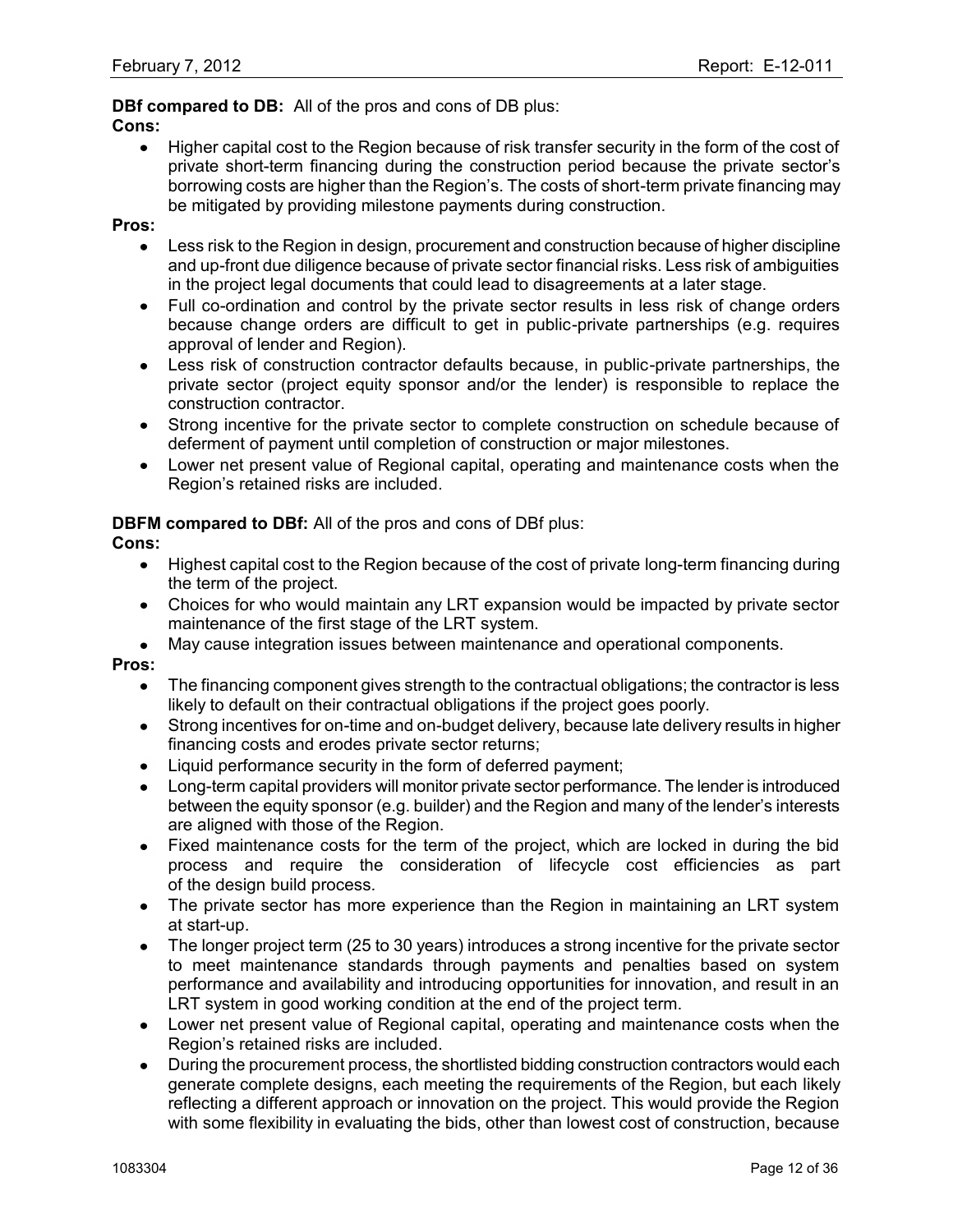**DBf compared to DB:** All of the pros and cons of DB plus:

**Cons:**

- Higher capital cost to the Region because of risk transfer security in the form of the cost of private short-term financing during the construction period because the private sector's borrowing costs are higher than the Region's. The costs of short-term private financing may be mitigated by providing milestone payments during construction.

**Pros:**

- Less risk to the Region in design, procurement and construction because of higher discipline and up-front due diligence because of private sector financial risks. Less risk of ambiguities in the project legal documents that could lead to disagreements at a later stage.
- Full co-ordination and control by the private sector results in less risk of change orders because change orders are difficult to get in public-private partnerships (e.g. requires approval of lender and Region).
- Less risk of construction contractor defaults because, in public-private partnerships, the private sector (project equity sponsor and/or the lender) is responsible to replace the construction contractor.
- Strong incentive for the private sector to complete construction on schedule because of deferment of payment until completion of construction or major milestones.
- Lower net present value of Regional capital, operating and maintenance costs when the Region's retained risks are included.

**DBFM compared to DBf:** All of the pros and cons of DBf plus:

**Cons:**

- Highest capital cost to the Region because of the cost of private long-term financing during the term of the project.
- Choices for who would maintain any LRT expansion would be impacted by private sector maintenance of the first stage of the LRT system.
- May cause integration issues between maintenance and operational components.

**Pros:**

- The financing component gives strength to the contractual obligations; the contractor is less likely to default on their contractual obligations if the project goes poorly.
- Strong incentives for on-time and on-budget delivery, because late delivery results in higher financing costs and erodes private sector returns;
- Liquid performance security in the form of deferred payment;
- Long-term capital providers will monitor private sector performance. The lender is introduced between the equity sponsor (e.g. builder) and the Region and many of the lender's interests are aligned with those of the Region.
- Fixed maintenance costs for the term of the project, which are locked in during the bid process and require the consideration of lifecycle cost efficiencies as part of the design build process.
- The private sector has more experience than the Region in maintaining an LRT system at start-up.
- The longer project term (25 to 30 years) introduces a strong incentive for the private sector to meet maintenance standards through payments and penalties based on system performance and availability and introducing opportunities for innovation, and result in an LRT system in good working condition at the end of the project term.
- Lower net present value of Regional capital, operating and maintenance costs when the Region's retained risks are included.
- During the procurement process, the shortlisted bidding construction contractors would each generate complete designs, each meeting the requirements of the Region, but each likely reflecting a different approach or innovation on the project. This would provide the Region with some flexibility in evaluating the bids, other than lowest cost of construction, because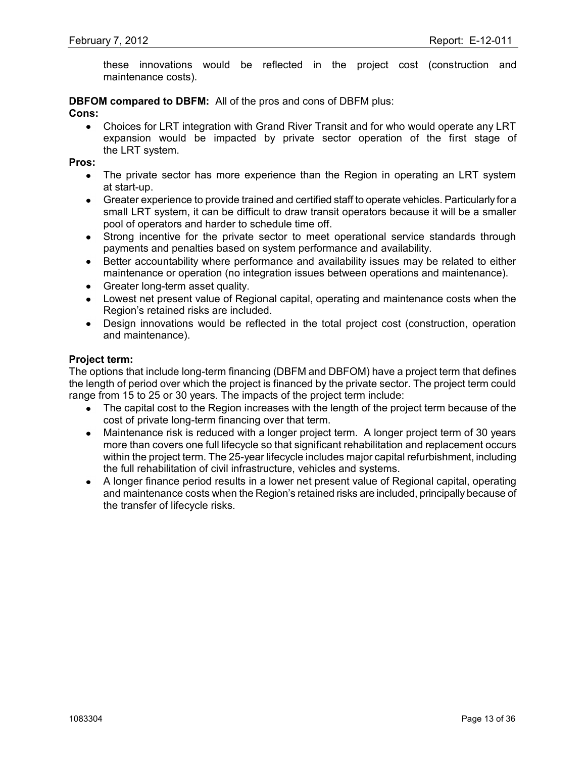these innovations would be reflected in the project cost (construction and maintenance costs).

**DBFOM compared to DBFM:** All of the pros and cons of DBFM plus:

**Cons:**

- Choices for LRT integration with Grand River Transit and for who would operate any LRT expansion would be impacted by private sector operation of the first stage of the LRT system.

**Pros:**

- The private sector has more experience than the Region in operating an LRT system at start-up.
- Greater experience to provide trained and certified staff to operate vehicles. Particularly for a small LRT system, it can be difficult to draw transit operators because it will be a smaller pool of operators and harder to schedule time off.
- Strong incentive for the private sector to meet operational service standards through payments and penalties based on system performance and availability.
- Better accountability where performance and availability issues may be related to either maintenance or operation (no integration issues between operations and maintenance).
- Greater long-term asset quality.
- Lowest net present value of Regional capital, operating and maintenance costs when the Region's retained risks are included.
- Design innovations would be reflected in the total project cost (construction, operation and maintenance).

**Project term:**

The options that include long-term financing (DBFM and DBFOM) have a project term that defines the length of period over which the project is financed by the private sector. The project term could range from 15 to 25 or 30 years. The impacts of the project term include:

- The capital cost to the Region increases with the length of the project term because of the cost of private long-term financing over that term.
- Maintenance risk is reduced with a longer project term. A longer project term of 30 years more than covers one full lifecycle so that significant rehabilitation and replacement occurs within the project term. The 25-year lifecycle includes major capital refurbishment, including the full rehabilitation of civil infrastructure, vehicles and systems.
- A longer finance period results in a lower net present value of Regional capital, operating and maintenance costs when the Region's retained risks are included, principally because of the transfer of lifecycle risks.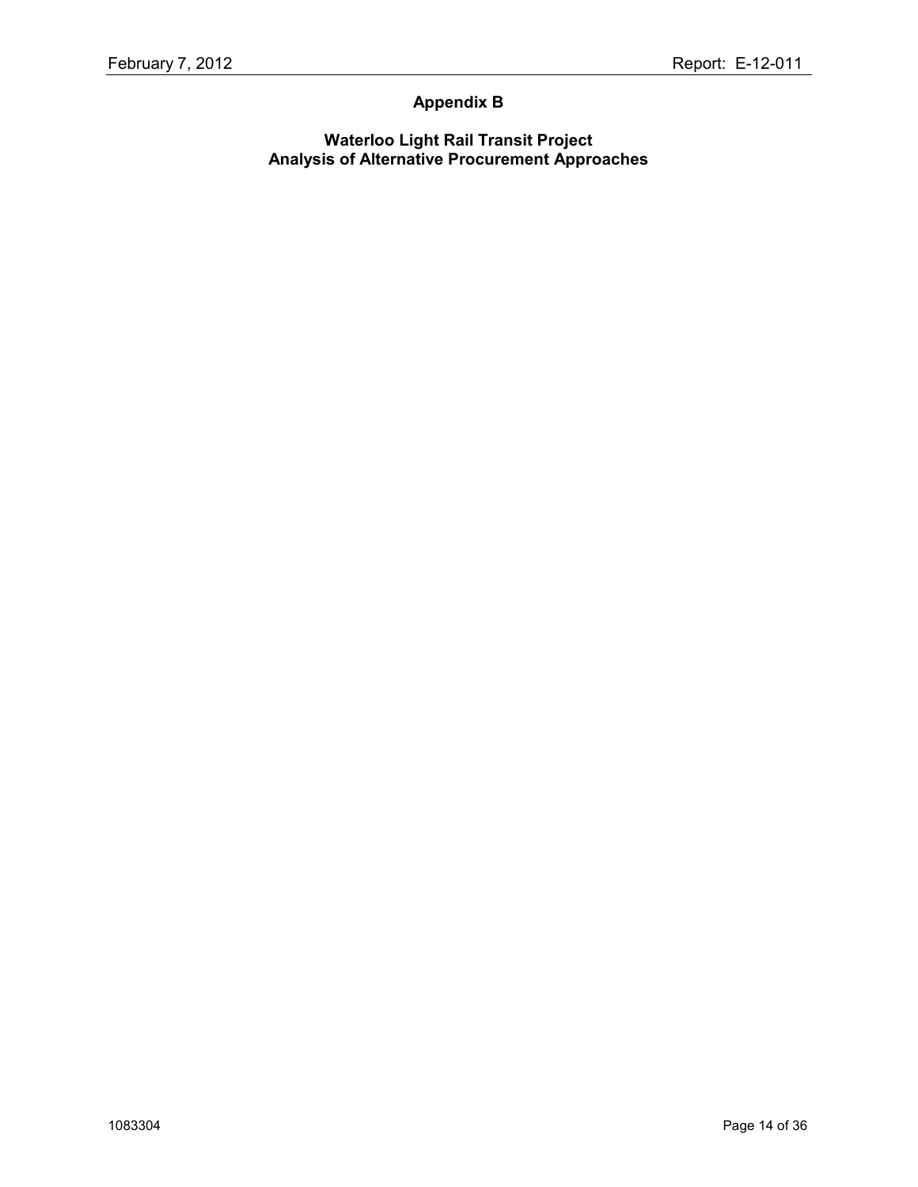# Appendix B

## Waterloo Light Rail Transit Project
## Analysis of Alternative Procurement Approaches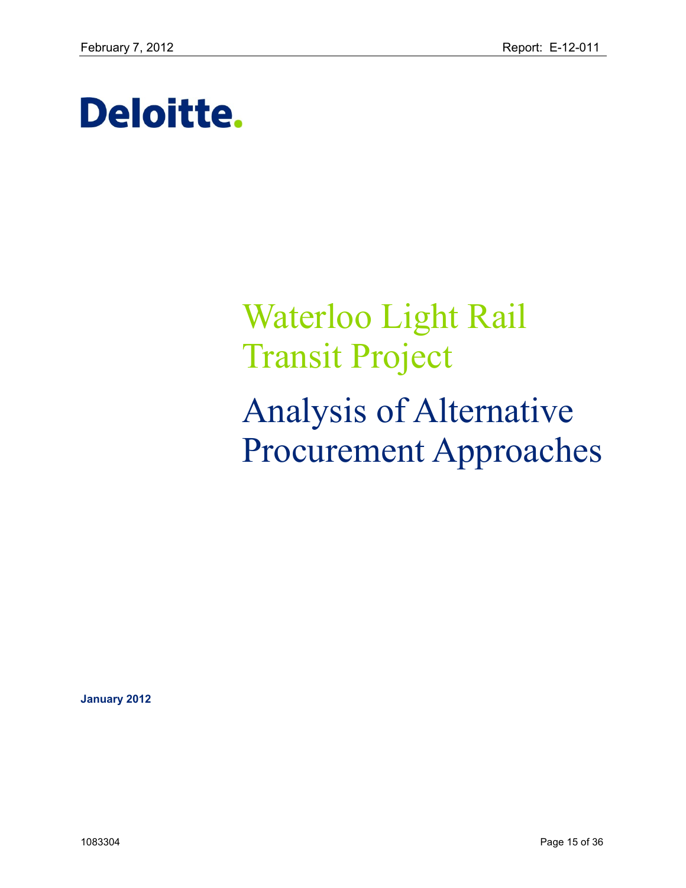Deloitte.

# Waterloo Light Rail Transit Project

# Analysis of Alternative Procurement Approaches

**January 2012**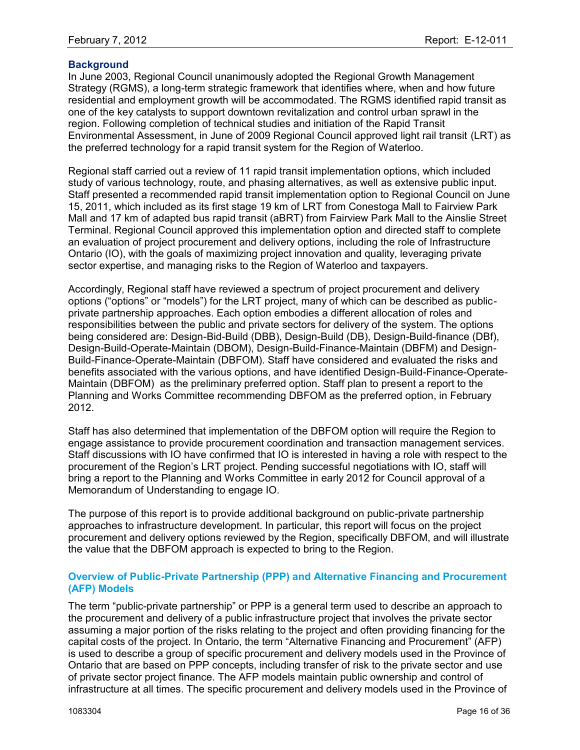## Background

In June 2003, Regional Council unanimously adopted the Regional Growth Management Strategy (RGMS), a long-term strategic framework that identifies where, when and how future residential and employment growth will be accommodated. The RGMS identified rapid transit as one of the key catalysts to support downtown revitalization and control urban sprawl in the region. Following completion of technical studies and initiation of the Rapid Transit Environmental Assessment, in June of 2009 Regional Council approved light rail transit (LRT) as the preferred technology for a rapid transit system for the Region of Waterloo.

Regional staff carried out a review of 11 rapid transit implementation options, which included study of various technology, route, and phasing alternatives, as well as extensive public input. Staff presented a recommended rapid transit implementation option to Regional Council on June 15, 2011, which included as its first stage 19 km of LRT from Conestoga Mall to Fairview Park Mall and 17 km of adapted bus rapid transit (aBRT) from Fairview Park Mall to the Ainslie Street Terminal. Regional Council approved this implementation option and directed staff to complete an evaluation of project procurement and delivery options, including the role of Infrastructure Ontario (IO), with the goals of maximizing project innovation and quality, leveraging private sector expertise, and managing risks to the Region of Waterloo and taxpayers.

Accordingly, Regional staff have reviewed a spectrum of project procurement and delivery options ("options" or "models") for the LRT project, many of which can be described as public-private partnership approaches. Each option embodies a different allocation of roles and responsibilities between the public and private sectors for delivery of the system. The options being considered are: Design-Bid-Build (DBB), Design-Build (DB), Design-Build-finance (DBf), Design-Build-Operate-Maintain (DBOM), Design-Build-Finance-Maintain (DBFM) and Design-Build-Finance-Operate-Maintain (DBFOM). Staff have considered and evaluated the risks and benefits associated with the various options, and have identified Design-Build-Finance-Operate-Maintain (DBFOM) as the preliminary preferred option. Staff plan to present a report to the Planning and Works Committee recommending DBFOM as the preferred option, in February 2012.

Staff has also determined that implementation of the DBFOM option will require the Region to engage assistance to provide procurement coordination and transaction management services. Staff discussions with IO have confirmed that IO is interested in having a role with respect to the procurement of the Region's LRT project. Pending successful negotiations with IO, staff will bring a report to the Planning and Works Committee in early 2012 for Council approval of a Memorandum of Understanding to engage IO.

The purpose of this report is to provide additional background on public-private partnership approaches to infrastructure development. In particular, this report will focus on the project procurement and delivery options reviewed by the Region, specifically DBFOM, and will illustrate the value that the DBFOM approach is expected to bring to the Region.

### Overview of Public-Private Partnership (PPP) and Alternative Financing and Procurement (AFP) Models

The term "public-private partnership" or PPP is a general term used to describe an approach to the procurement and delivery of a public infrastructure project that involves the private sector assuming a major portion of the risks relating to the project and often providing financing for the capital costs of the project. In Ontario, the term "Alternative Financing and Procurement" (AFP) is used to describe a group of specific procurement and delivery models used in the Province of Ontario that are based on PPP concepts, including transfer of risk to the private sector and use of private sector project finance. The AFP models maintain public ownership and control of infrastructure at all times. The specific procurement and delivery models used in the Province of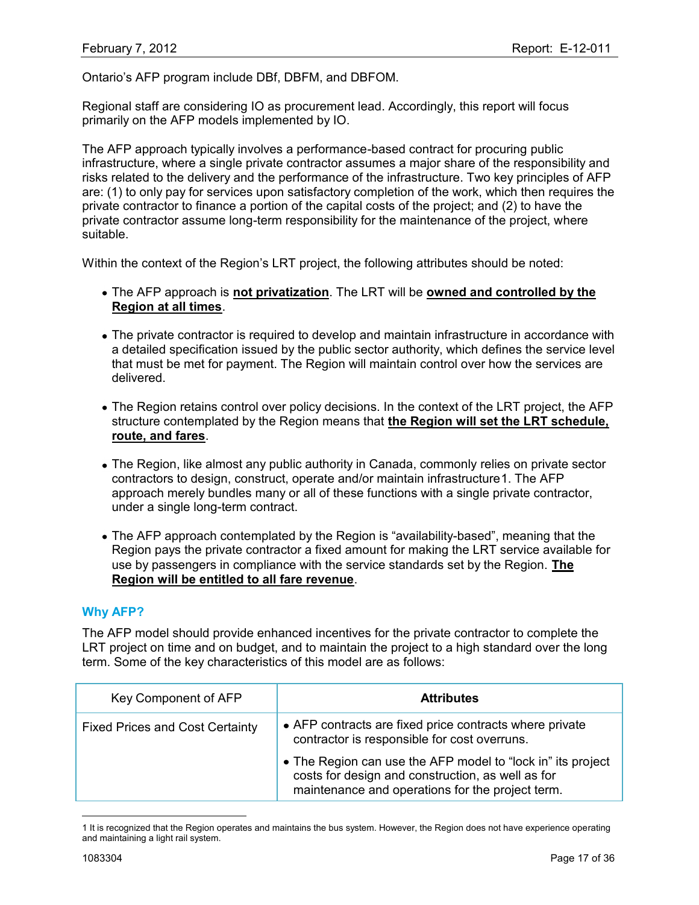Ontario's AFP program include DBf, DBFM, and DBFOM.

Regional staff are considering IO as procurement lead. Accordingly, this report will focus primarily on the AFP models implemented by IO.

The AFP approach typically involves a performance-based contract for procuring public infrastructure, where a single private contractor assumes a major share of the responsibility and risks related to the delivery and the performance of the infrastructure. Two key principles of AFP are: (1) to only pay for services upon satisfactory completion of the work, which then requires the private contractor to finance a portion of the capital costs of the project; and (2) to have the private contractor assume long-term responsibility for the maintenance of the project, where suitable.

Within the context of the Region's LRT project, the following attributes should be noted:

- The AFP approach is **not privatization**. The LRT will be **owned and controlled by the Region at all times**.
- The private contractor is required to develop and maintain infrastructure in accordance with a detailed specification issued by the public sector authority, which defines the service level that must be met for payment. The Region will maintain control over how the services are delivered.
- The Region retains control over policy decisions. In the context of the LRT project, the AFP structure contemplated by the Region means that **the Region will set the LRT schedule, route, and fares**.
- The Region, like almost any public authority in Canada, commonly relies on private sector contractors to design, construct, operate and/or maintain infrastructure[1]. The AFP approach merely bundles many or all of these functions with a single private contractor, under a single long-term contract.
- The AFP approach contemplated by the Region is "availability-based", meaning that the Region pays the private contractor a fixed amount for making the LRT service available for use by passengers in compliance with the service standards set by the Region. **The Region will be entitled to all fare revenue**.

## Why AFP?

The AFP model should provide enhanced incentives for the private contractor to complete the LRT project on time and on budget, and to maintain the project to a high standard over the long term. Some of the key characteristics of this model are as follows:

| Key Component of AFP | Attributes |
|---|---|
| Fixed Prices and Cost Certainty | • AFP contracts are fixed price contracts where private contractor is responsible for cost overruns.<br>• The Region can use the AFP model to "lock in" its project costs for design and construction, as well as for maintenance and operations for the project term. |

[1] It is recognized that the Region operates and maintains the bus system. However, the Region does not have experience operating and maintaining a light rail system.

1083304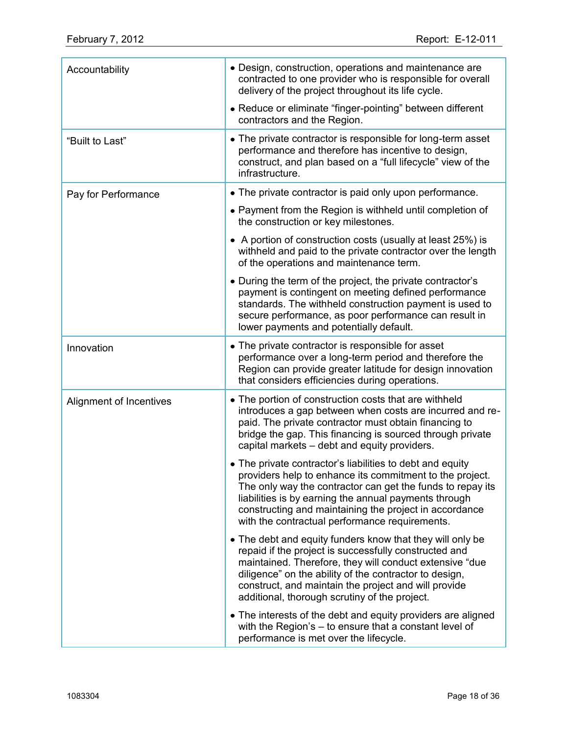| | |
|---|---|
| Accountability | • Design, construction, operations and maintenance are contracted to one provider who is responsible for overall delivery of the project throughout its life cycle.<br>• Reduce or eliminate “finger-pointing” between different contractors and the Region. |
| “Built to Last” | • The private contractor is responsible for long-term asset performance and therefore has incentive to design, construct, and plan based on a “full lifecycle” view of the infrastructure. |
| Pay for Performance | • The private contractor is paid only upon performance.<br>• Payment from the Region is withheld until completion of the construction or key milestones.<br>• A portion of construction costs (usually at least 25%) is withheld and paid to the private contractor over the length of the operations and maintenance term.<br>• During the term of the project, the private contractor’s payment is contingent on meeting defined performance standards. The withheld construction payment is used to secure performance, as poor performance can result in lower payments and potentially default. |
| Innovation | • The private contractor is responsible for asset performance over a long-term period and therefore the Region can provide greater latitude for design innovation that considers efficiencies during operations. |
| Alignment of Incentives | • The portion of construction costs that are withheld introduces a gap between when costs are incurred and re-paid. The private contractor must obtain financing to bridge the gap. This financing is sourced through private capital markets – debt and equity providers.<br>• The private contractor’s liabilities to debt and equity providers help to enhance its commitment to the project. The only way the contractor can get the funds to repay its liabilities is by earning the annual payments through constructing and maintaining the project in accordance with the contractual performance requirements.<br>• The debt and equity funders know that they will only be repaid if the project is successfully constructed and maintained. Therefore, they will conduct extensive “due diligence” on the ability of the contractor to design, construct, and maintain the project and will provide additional, thorough scrutiny of the project.<br>• The interests of the debt and equity providers are aligned with the Region’s – to ensure that a constant level of performance is met over the lifecycle. |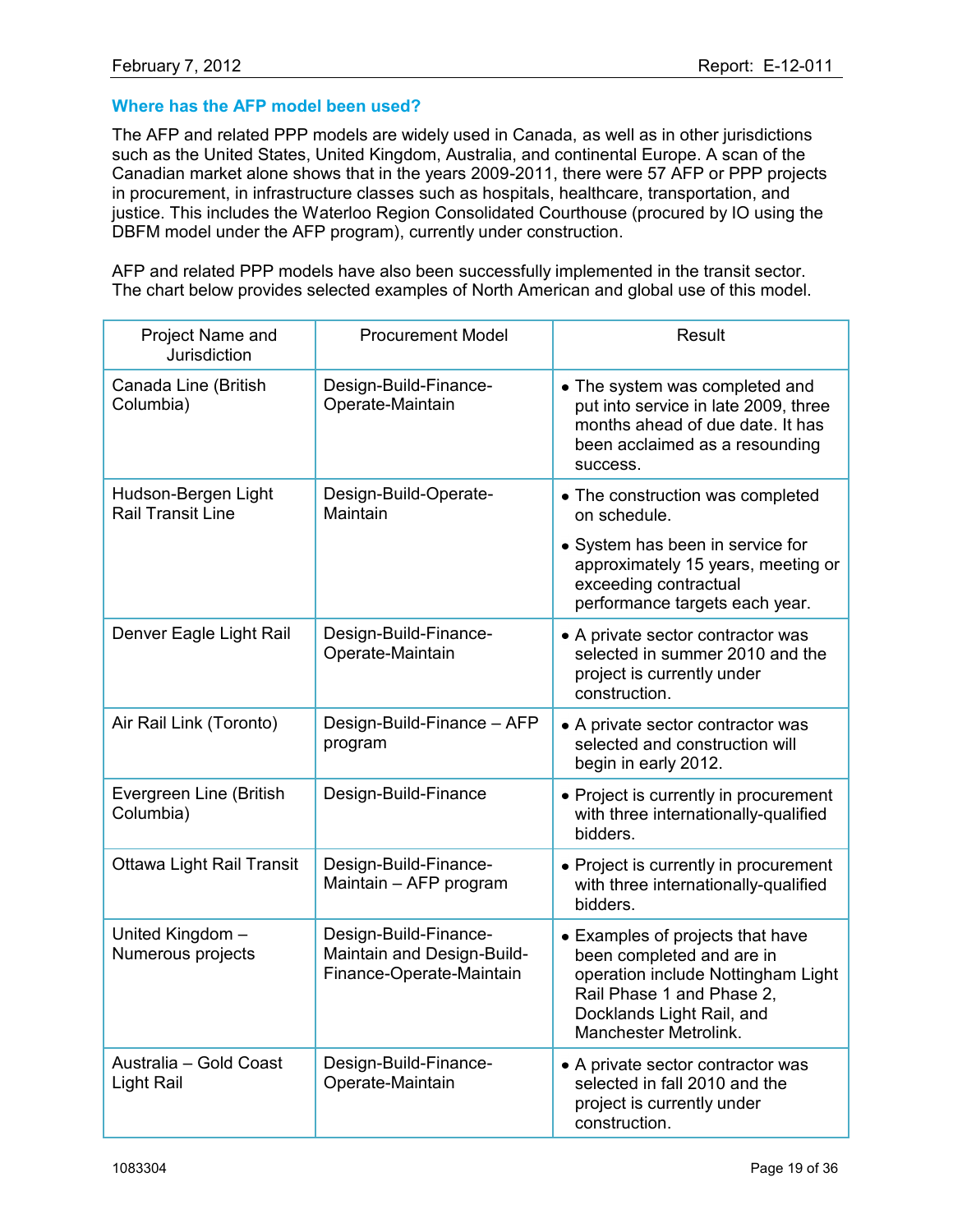### Where has the AFP model been used?

The AFP and related PPP models are widely used in Canada, as well as in other jurisdictions such as the United States, United Kingdom, Australia, and continental Europe. A scan of the Canadian market alone shows that in the years 2009-2011, there were 57 AFP or PPP projects in procurement, in infrastructure classes such as hospitals, healthcare, transportation, and justice. This includes the Waterloo Region Consolidated Courthouse (procured by IO using the DBFM model under the AFP program), currently under construction.

AFP and related PPP models have also been successfully implemented in the transit sector. The chart below provides selected examples of North American and global use of this model.

| Project Name and Jurisdiction | Procurement Model | Result |
|---|---|---|
| Canada Line (British Columbia) | Design-Build-Finance-Operate-Maintain | • The system was completed and put into service in late 2009, three months ahead of due date. It has been acclaimed as a resounding success. |
| Hudson-Bergen Light Rail Transit Line | Design-Build-Operate-Maintain | • The construction was completed on schedule.<br>• System has been in service for approximately 15 years, meeting or exceeding contractual performance targets each year. |
| Denver Eagle Light Rail | Design-Build-Finance-Operate-Maintain | • A private sector contractor was selected in summer 2010 and the project is currently under construction. |
| Air Rail Link (Toronto) | Design-Build-Finance – AFP program | • A private sector contractor was selected and construction will begin in early 2012. |
| Evergreen Line (British Columbia) | Design-Build-Finance | • Project is currently in procurement with three internationally-qualified bidders. |
| Ottawa Light Rail Transit | Design-Build-Finance-Maintain – AFP program | • Project is currently in procurement with three internationally-qualified bidders. |
| United Kingdom – Numerous projects | Design-Build-Finance-Maintain and Design-Build-Finance-Operate-Maintain | • Examples of projects that have been completed and are in operation include Nottingham Light Rail Phase 1 and Phase 2, Docklands Light Rail, and Manchester Metrolink. |
| Australia – Gold Coast Light Rail | Design-Build-Finance-Operate-Maintain | • A private sector contractor was selected in fall 2010 and the project is currently under construction. |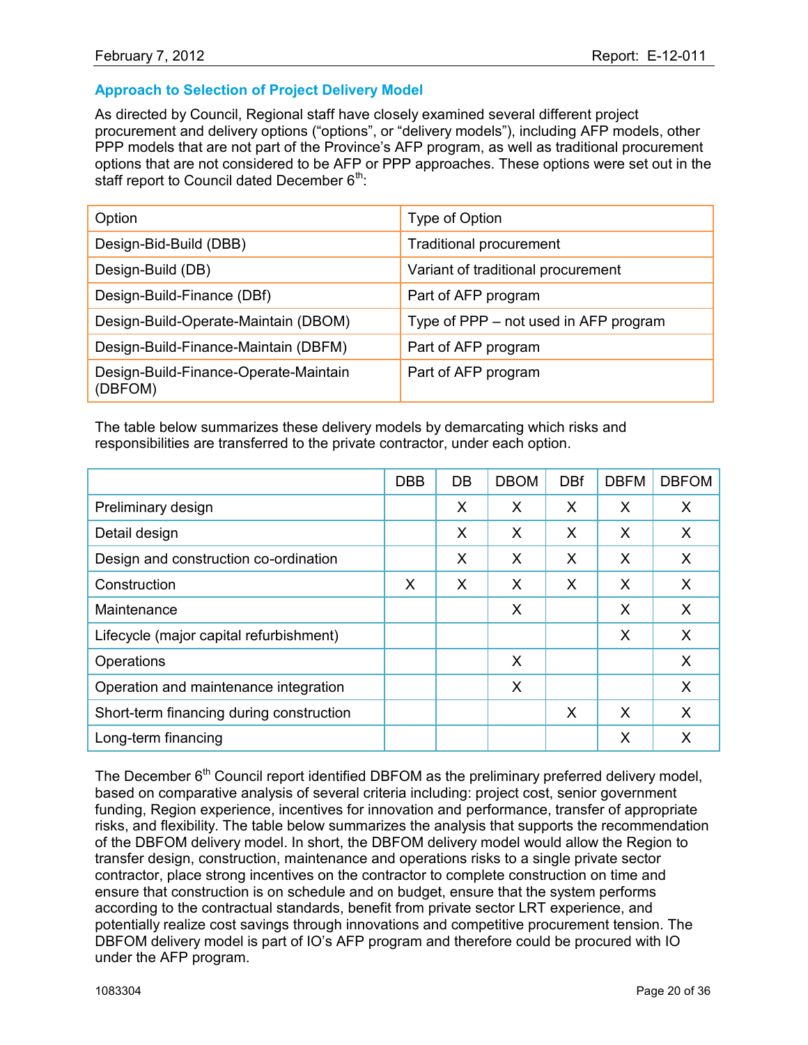### Approach to Selection of Project Delivery Model

As directed by Council, Regional staff have closely examined several different project procurement and delivery options ("options", or "delivery models"), including AFP models, other PPP models that are not part of the Province's AFP program, as well as traditional procurement options that are not considered to be AFP or PPP approaches. These options were set out in the staff report to Council dated December 6th:

| Option | Type of Option |
|---|---|
| Design-Bid-Build (DBB) | Traditional procurement |
| Design-Build (DB) | Variant of traditional procurement |
| Design-Build-Finance (DBf) | Part of AFP program |
| Design-Build-Operate-Maintain (DBOM) | Type of PPP – not used in AFP program |
| Design-Build-Finance-Maintain (DBFM) | Part of AFP program |
| Design-Build-Finance-Operate-Maintain (DBFOM) | Part of AFP program |

The table below summarizes these delivery models by demarcating which risks and responsibilities are transferred to the private contractor, under each option.

| | DBB | DB | DBOM | DBf | DBFM | DBFOM |
|---|---|---|---|---|---|---|
| Preliminary design | | X | X | X | X | X |
| Detail design | | X | X | X | X | X |
| Design and construction co-ordination | | X | X | X | X | X |
| Construction | X | X | X | X | X | X |
| Maintenance | | | X | | X | X |
| Lifecycle (major capital refurbishment) | | | | | X | X |
| Operations | | | X | | | X |
| Operation and maintenance integration | | | X | | | X |
| Short-term financing during construction | | | | X | X | X |
| Long-term financing | | | | | X | X |

The December 6th Council report identified DBFOM as the preliminary preferred delivery model, based on comparative analysis of several criteria including: project cost, senior government funding, Region experience, incentives for innovation and performance, transfer of appropriate risks, and flexibility. The table below summarizes the analysis that supports the recommendation of the DBFOM delivery model. In short, the DBFOM delivery model would allow the Region to transfer design, construction, maintenance and operations risks to a single private sector contractor, place strong incentives on the contractor to complete construction on time and ensure that construction is on schedule and on budget, ensure that the system performs according to the contractual standards, benefit from private sector LRT experience, and potentially realize cost savings through innovations and competitive procurement tension. The DBFOM delivery model is part of IO's AFP program and therefore could be procured with IO under the AFP program.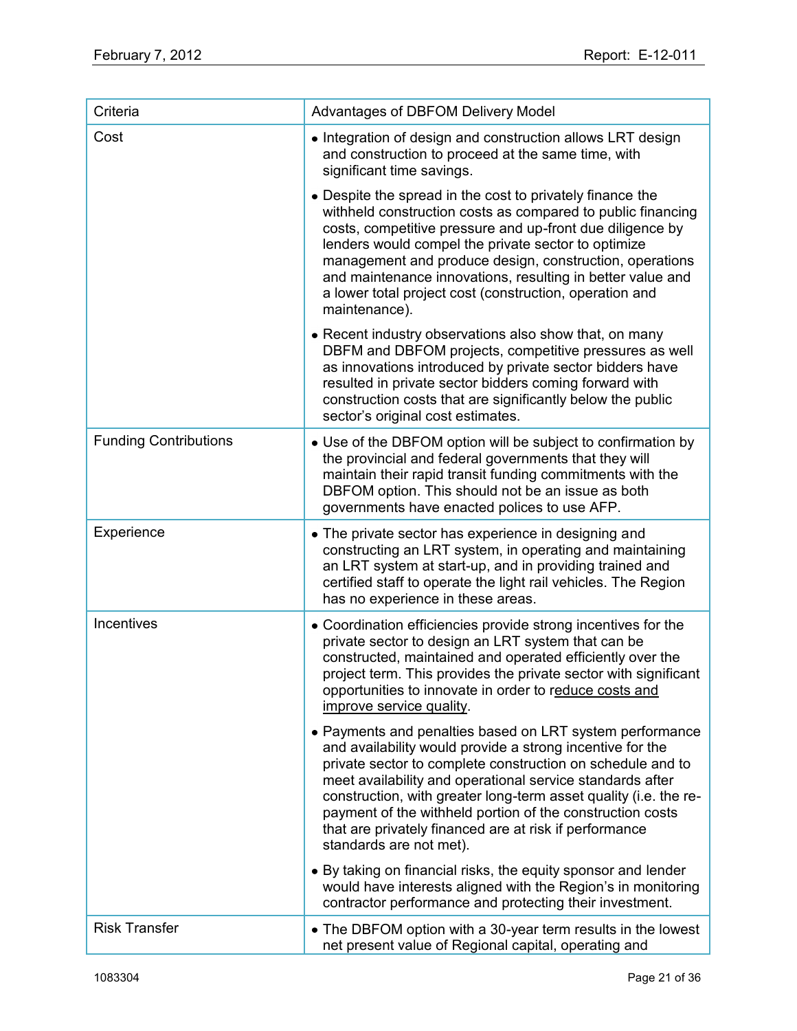| Criteria | Advantages of DBFOM Delivery Model |
|---|---|
| Cost | • Integration of design and construction allows LRT design and construction to proceed at the same time, with significant time savings.<br><br>• Despite the spread in the cost to privately finance the withheld construction costs as compared to public financing costs, competitive pressure and up-front due diligence by lenders would compel the private sector to optimize management and produce design, construction, operations and maintenance innovations, resulting in better value and a lower total project cost (construction, operation and maintenance).<br><br>• Recent industry observations also show that, on many DBFM and DBFOM projects, competitive pressures as well as innovations introduced by private sector bidders have resulted in private sector bidders coming forward with construction costs that are significantly below the public sector's original cost estimates. |
| Funding Contributions | • Use of the DBFOM option will be subject to confirmation by the provincial and federal governments that they will maintain their rapid transit funding commitments with the DBFOM option. This should not be an issue as both governments have enacted polices to use AFP. |
| Experience | • The private sector has experience in designing and constructing an LRT system, in operating and maintaining an LRT system at start-up, and in providing trained and certified staff to operate the light rail vehicles. The Region has no experience in these areas. |
| Incentives | • Coordination efficiencies provide strong incentives for the private sector to design an LRT system that can be constructed, maintained and operated efficiently over the project term. This provides the private sector with significant opportunities to innovate in order to reduce costs and improve service quality.<br><br>• Payments and penalties based on LRT system performance and availability would provide a strong incentive for the private sector to complete construction on schedule and to meet availability and operational service standards after construction, with greater long-term asset quality (i.e. the re-payment of the withheld portion of the construction costs that are privately financed are at risk if performance standards are not met).<br><br>• By taking on financial risks, the equity sponsor and lender would have interests aligned with the Region's in monitoring contractor performance and protecting their investment. |
| Risk Transfer | • The DBFOM option with a 30-year term results in the lowest net present value of Regional capital, operating and |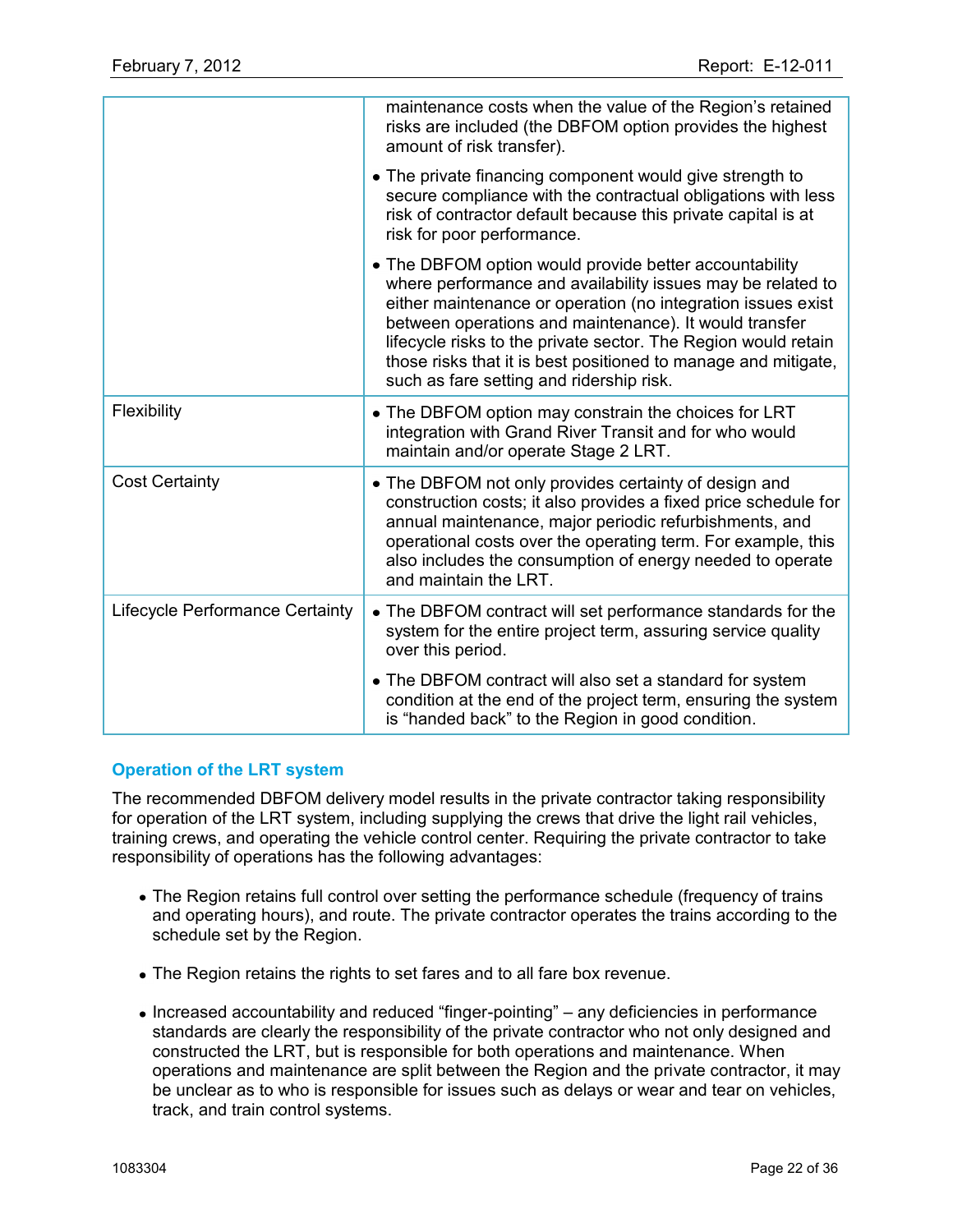| | |
|---|---|
| | maintenance costs when the value of the Region's retained risks are included (the DBFOM option provides the highest amount of risk transfer).<br>• The private financing component would give strength to secure compliance with the contractual obligations with less risk of contractor default because this private capital is at risk for poor performance.<br>• The DBFOM option would provide better accountability where performance and availability issues may be related to either maintenance or operation (no integration issues exist between operations and maintenance). It would transfer lifecycle risks to the private sector. The Region would retain those risks that it is best positioned to manage and mitigate, such as fare setting and ridership risk. |
| Flexibility | • The DBFOM option may constrain the choices for LRT integration with Grand River Transit and for who would maintain and/or operate Stage 2 LRT. |
| Cost Certainty | • The DBFOM not only provides certainty of design and construction costs; it also provides a fixed price schedule for annual maintenance, major periodic refurbishments, and operational costs over the operating term. For example, this also includes the consumption of energy needed to operate and maintain the LRT. |
| Lifecycle Performance Certainty | • The DBFOM contract will set performance standards for the system for the entire project term, assuring service quality over this period.<br>• The DBFOM contract will also set a standard for system condition at the end of the project term, ensuring the system is "handed back" to the Region in good condition. |

### Operation of the LRT system

The recommended DBFOM delivery model results in the private contractor taking responsibility for operation of the LRT system, including supplying the crews that drive the light rail vehicles, training crews, and operating the vehicle control center. Requiring the private contractor to take responsibility of operations has the following advantages:

- The Region retains full control over setting the performance schedule (frequency of trains and operating hours), and route. The private contractor operates the trains according to the schedule set by the Region.
- The Region retains the rights to set fares and to all fare box revenue.
- Increased accountability and reduced "finger-pointing" – any deficiencies in performance standards are clearly the responsibility of the private contractor who not only designed and constructed the LRT, but is responsible for both operations and maintenance. When operations and maintenance are split between the Region and the private contractor, it may be unclear as to who is responsible for issues such as delays or wear and tear on vehicles, track, and train control systems.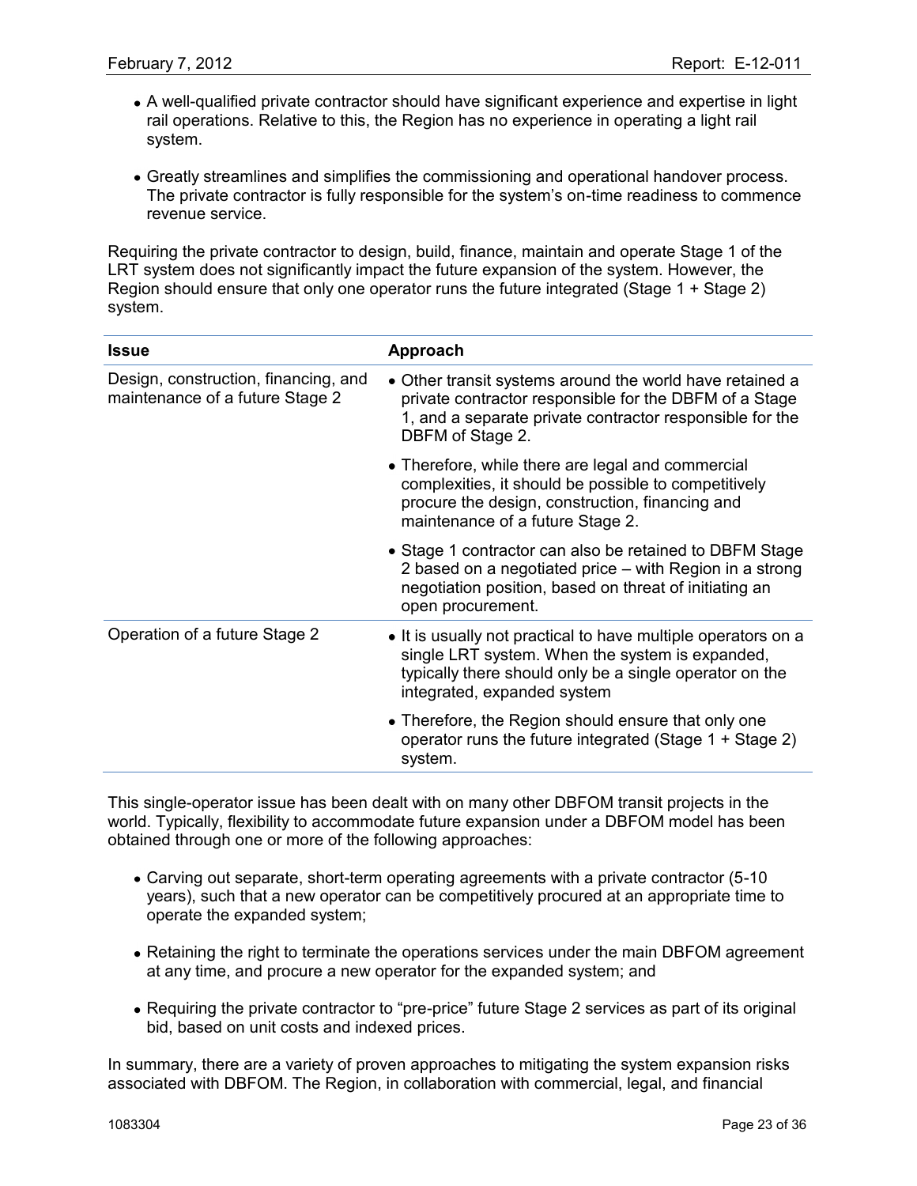- A well-qualified private contractor should have significant experience and expertise in light rail operations. Relative to this, the Region has no experience in operating a light rail system.

- Greatly streamlines and simplifies the commissioning and operational handover process. The private contractor is fully responsible for the system's on-time readiness to commence revenue service.

Requiring the private contractor to design, build, finance, maintain and operate Stage 1 of the LRT system does not significantly impact the future expansion of the system. However, the Region should ensure that only one operator runs the future integrated (Stage 1 + Stage 2) system.

| Issue | Approach |
|---|---|
| Design, construction, financing, and maintenance of a future Stage 2 | • Other transit systems around the world have retained a private contractor responsible for the DBFM of a Stage 1, and a separate private contractor responsible for the DBFM of Stage 2.<br>• Therefore, while there are legal and commercial complexities, it should be possible to competitively procure the design, construction, financing and maintenance of a future Stage 2.<br>• Stage 1 contractor can also be retained to DBFM Stage 2 based on a negotiated price – with Region in a strong negotiation position, based on threat of initiating an open procurement. |
| Operation of a future Stage 2 | • It is usually not practical to have multiple operators on a single LRT system. When the system is expanded, typically there should only be a single operator on the integrated, expanded system<br>• Therefore, the Region should ensure that only one operator runs the future integrated (Stage 1 + Stage 2) system. |

This single-operator issue has been dealt with on many other DBFOM transit projects in the world. Typically, flexibility to accommodate future expansion under a DBFOM model has been obtained through one or more of the following approaches:

- Carving out separate, short-term operating agreements with a private contractor (5-10 years), such that a new operator can be competitively procured at an appropriate time to operate the expanded system;

- Retaining the right to terminate the operations services under the main DBFOM agreement at any time, and procure a new operator for the expanded system; and

- Requiring the private contractor to "pre-price" future Stage 2 services as part of its original bid, based on unit costs and indexed prices.

In summary, there are a variety of proven approaches to mitigating the system expansion risks associated with DBFOM. The Region, in collaboration with commercial, legal, and financial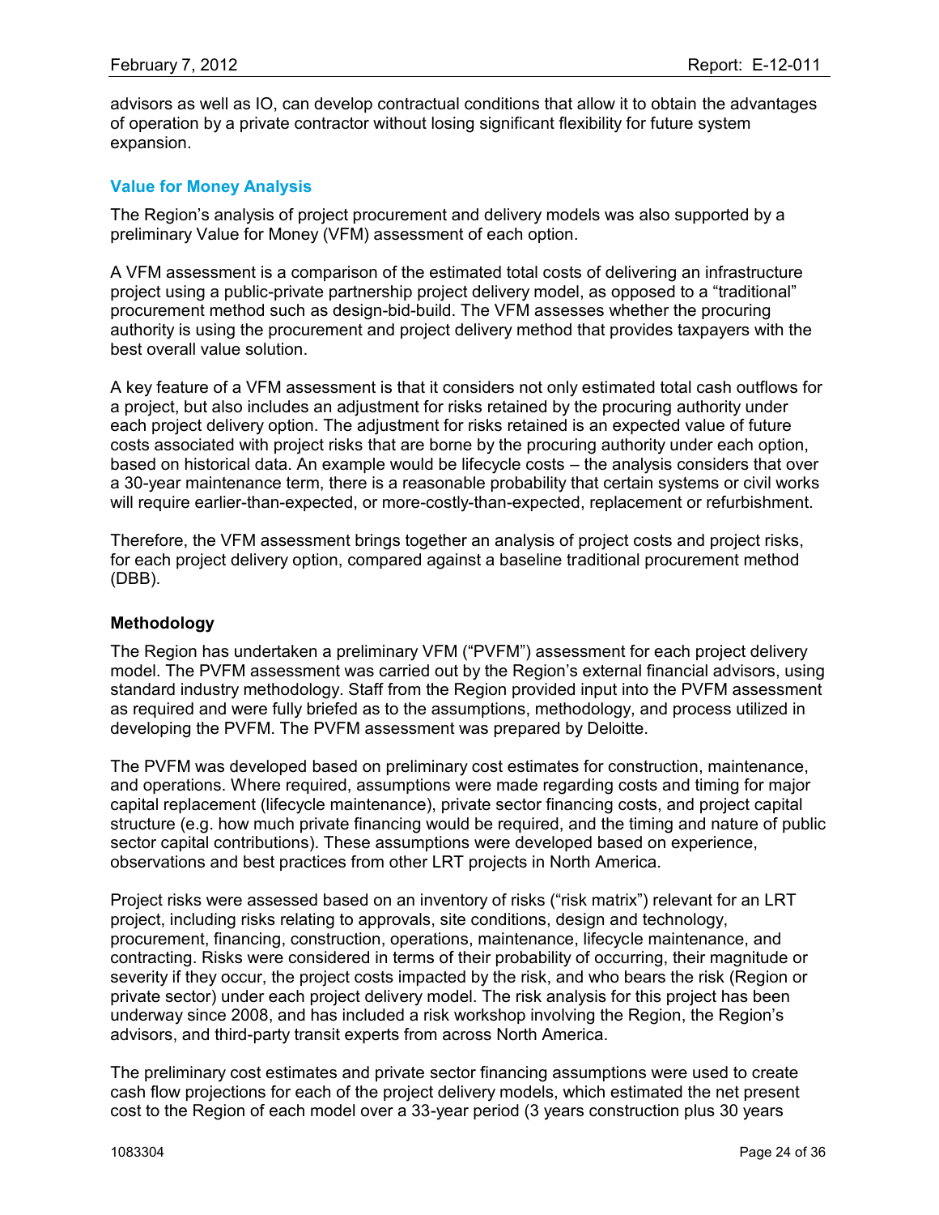advisors as well as IO, can develop contractual conditions that allow it to obtain the advantages of operation by a private contractor without losing significant flexibility for future system expansion.

## Value for Money Analysis

The Region's analysis of project procurement and delivery models was also supported by a preliminary Value for Money (VFM) assessment of each option.

A VFM assessment is a comparison of the estimated total costs of delivering an infrastructure project using a public-private partnership project delivery model, as opposed to a "traditional" procurement method such as design-bid-build. The VFM assesses whether the procuring authority is using the procurement and project delivery method that provides taxpayers with the best overall value solution.

A key feature of a VFM assessment is that it considers not only estimated total cash outflows for a project, but also includes an adjustment for risks retained by the procuring authority under each project delivery option. The adjustment for risks retained is an expected value of future costs associated with project risks that are borne by the procuring authority under each option, based on historical data. An example would be lifecycle costs – the analysis considers that over a 30-year maintenance term, there is a reasonable probability that certain systems or civil works will require earlier-than-expected, or more-costly-than-expected, replacement or refurbishment.

Therefore, the VFM assessment brings together an analysis of project costs and project risks, for each project delivery option, compared against a baseline traditional procurement method (DBB).

### Methodology

The Region has undertaken a preliminary VFM ("PVFM") assessment for each project delivery model. The PVFM assessment was carried out by the Region's external financial advisors, using standard industry methodology. Staff from the Region provided input into the PVFM assessment as required and were fully briefed as to the assumptions, methodology, and process utilized in developing the PVFM. The PVFM assessment was prepared by Deloitte.

The PVFM was developed based on preliminary cost estimates for construction, maintenance, and operations. Where required, assumptions were made regarding costs and timing for major capital replacement (lifecycle maintenance), private sector financing costs, and project capital structure (e.g. how much private financing would be required, and the timing and nature of public sector capital contributions). These assumptions were developed based on experience, observations and best practices from other LRT projects in North America.

Project risks were assessed based on an inventory of risks ("risk matrix") relevant for an LRT project, including risks relating to approvals, site conditions, design and technology, procurement, financing, construction, operations, maintenance, lifecycle maintenance, and contracting. Risks were considered in terms of their probability of occurring, their magnitude or severity if they occur, the project costs impacted by the risk, and who bears the risk (Region or private sector) under each project delivery model. The risk analysis for this project has been underway since 2008, and has included a risk workshop involving the Region, the Region's advisors, and third-party transit experts from across North America.

The preliminary cost estimates and private sector financing assumptions were used to create cash flow projections for each of the project delivery models, which estimated the net present cost to the Region of each model over a 33-year period (3 years construction plus 30 years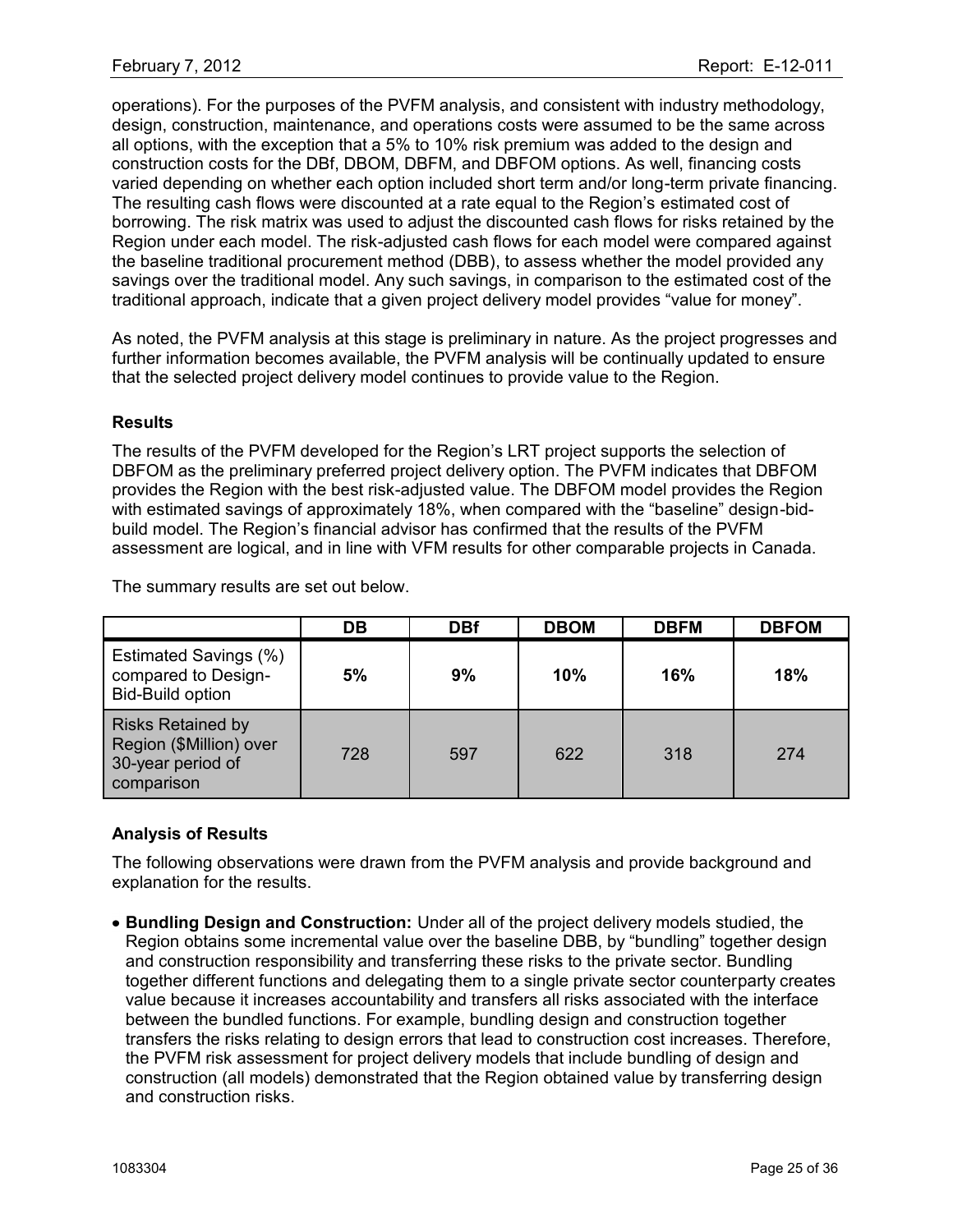operations). For the purposes of the PVFM analysis, and consistent with industry methodology, design, construction, maintenance, and operations costs were assumed to be the same across all options, with the exception that a 5% to 10% risk premium was added to the design and construction costs for the DBf, DBOM, DBFM, and DBFOM options. As well, financing costs varied depending on whether each option included short term and/or long-term private financing. The resulting cash flows were discounted at a rate equal to the Region's estimated cost of borrowing. The risk matrix was used to adjust the discounted cash flows for risks retained by the Region under each model. The risk-adjusted cash flows for each model were compared against the baseline traditional procurement method (DBB), to assess whether the model provided any savings over the traditional model. Any such savings, in comparison to the estimated cost of the traditional approach, indicate that a given project delivery model provides "value for money".

As noted, the PVFM analysis at this stage is preliminary in nature. As the project progresses and further information becomes available, the PVFM analysis will be continually updated to ensure that the selected project delivery model continues to provide value to the Region.

**Results**

The results of the PVFM developed for the Region's LRT project supports the selection of DBFOM as the preliminary preferred project delivery option. The PVFM indicates that DBFOM provides the Region with the best risk-adjusted value. The DBFOM model provides the Region with estimated savings of approximately 18%, when compared with the "baseline" design-bid-build model. The Region's financial advisor has confirmed that the results of the PVFM assessment are logical, and in line with VFM results for other comparable projects in Canada.

The summary results are set out below.

| | DB | DBf | DBOM | DBFM | DBFOM |
|---|---|---|---|---|---|
| Estimated Savings (%) compared to Design-Bid-Build option | **5%** | **9%** | **10%** | **16%** | **18%** |
| Risks Retained by Region ($Million) over 30-year period of comparison | 728 | 597 | 622 | 318 | 274 |

**Analysis of Results**

The following observations were drawn from the PVFM analysis and provide background and explanation for the results.

- **Bundling Design and Construction:** Under all of the project delivery models studied, the Region obtains some incremental value over the baseline DBB, by "bundling" together design and construction responsibility and transferring these risks to the private sector. Bundling together different functions and delegating them to a single private sector counterparty creates value because it increases accountability and transfers all risks associated with the interface between the bundled functions. For example, bundling design and construction together transfers the risks relating to design errors that lead to construction cost increases. Therefore, the PVFM risk assessment for project delivery models that include bundling of design and construction (all models) demonstrated that the Region obtained value by transferring design and construction risks.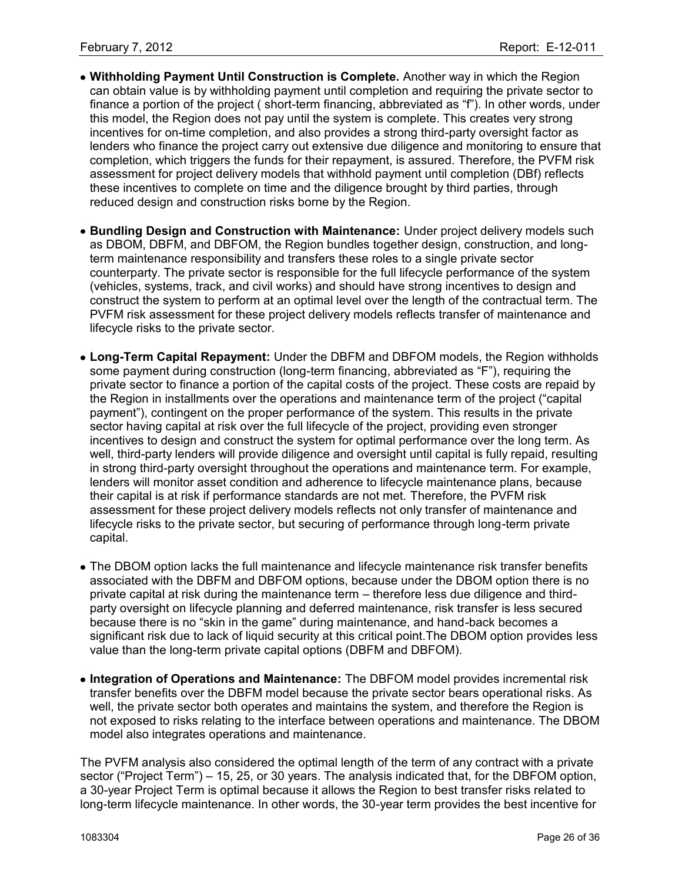- **Withholding Payment Until Construction is Complete.** Another way in which the Region can obtain value is by withholding payment until completion and requiring the private sector to finance a portion of the project ( short-term financing, abbreviated as "f"). In other words, under this model, the Region does not pay until the system is complete. This creates very strong incentives for on-time completion, and also provides a strong third-party oversight factor as lenders who finance the project carry out extensive due diligence and monitoring to ensure that completion, which triggers the funds for their repayment, is assured. Therefore, the PVFM risk assessment for project delivery models that withhold payment until completion (DBf) reflects these incentives to complete on time and the diligence brought by third parties, through reduced design and construction risks borne by the Region.

- **Bundling Design and Construction with Maintenance:** Under project delivery models such as DBOM, DBFM, and DBFOM, the Region bundles together design, construction, and long-term maintenance responsibility and transfers these roles to a single private sector counterparty. The private sector is responsible for the full lifecycle performance of the system (vehicles, systems, track, and civil works) and should have strong incentives to design and construct the system to perform at an optimal level over the length of the contractual term. The PVFM risk assessment for these project delivery models reflects transfer of maintenance and lifecycle risks to the private sector.

- **Long-Term Capital Repayment:** Under the DBFM and DBFOM models, the Region withholds some payment during construction (long-term financing, abbreviated as "F"), requiring the private sector to finance a portion of the capital costs of the project. These costs are repaid by the Region in installments over the operations and maintenance term of the project ("capital payment"), contingent on the proper performance of the system. This results in the private sector having capital at risk over the full lifecycle of the project, providing even stronger incentives to design and construct the system for optimal performance over the long term. As well, third-party lenders will provide diligence and oversight until capital is fully repaid, resulting in strong third-party oversight throughout the operations and maintenance term. For example, lenders will monitor asset condition and adherence to lifecycle maintenance plans, because their capital is at risk if performance standards are not met. Therefore, the PVFM risk assessment for these project delivery models reflects not only transfer of maintenance and lifecycle risks to the private sector, but securing of performance through long-term private capital.

- The DBOM option lacks the full maintenance and lifecycle maintenance risk transfer benefits associated with the DBFM and DBFOM options, because under the DBOM option there is no private capital at risk during the maintenance term – therefore less due diligence and third-party oversight on lifecycle planning and deferred maintenance, risk transfer is less secured because there is no "skin in the game" during maintenance, and hand-back becomes a significant risk due to lack of liquid security at this critical point.The DBOM option provides less value than the long-term private capital options (DBFM and DBFOM).

- **Integration of Operations and Maintenance:** The DBFOM model provides incremental risk transfer benefits over the DBFM model because the private sector bears operational risks. As well, the private sector both operates and maintains the system, and therefore the Region is not exposed to risks relating to the interface between operations and maintenance. The DBOM model also integrates operations and maintenance.

The PVFM analysis also considered the optimal length of the term of any contract with a private sector ("Project Term") – 15, 25, or 30 years. The analysis indicated that, for the DBFOM option, a 30-year Project Term is optimal because it allows the Region to best transfer risks related to long-term lifecycle maintenance. In other words, the 30-year term provides the best incentive for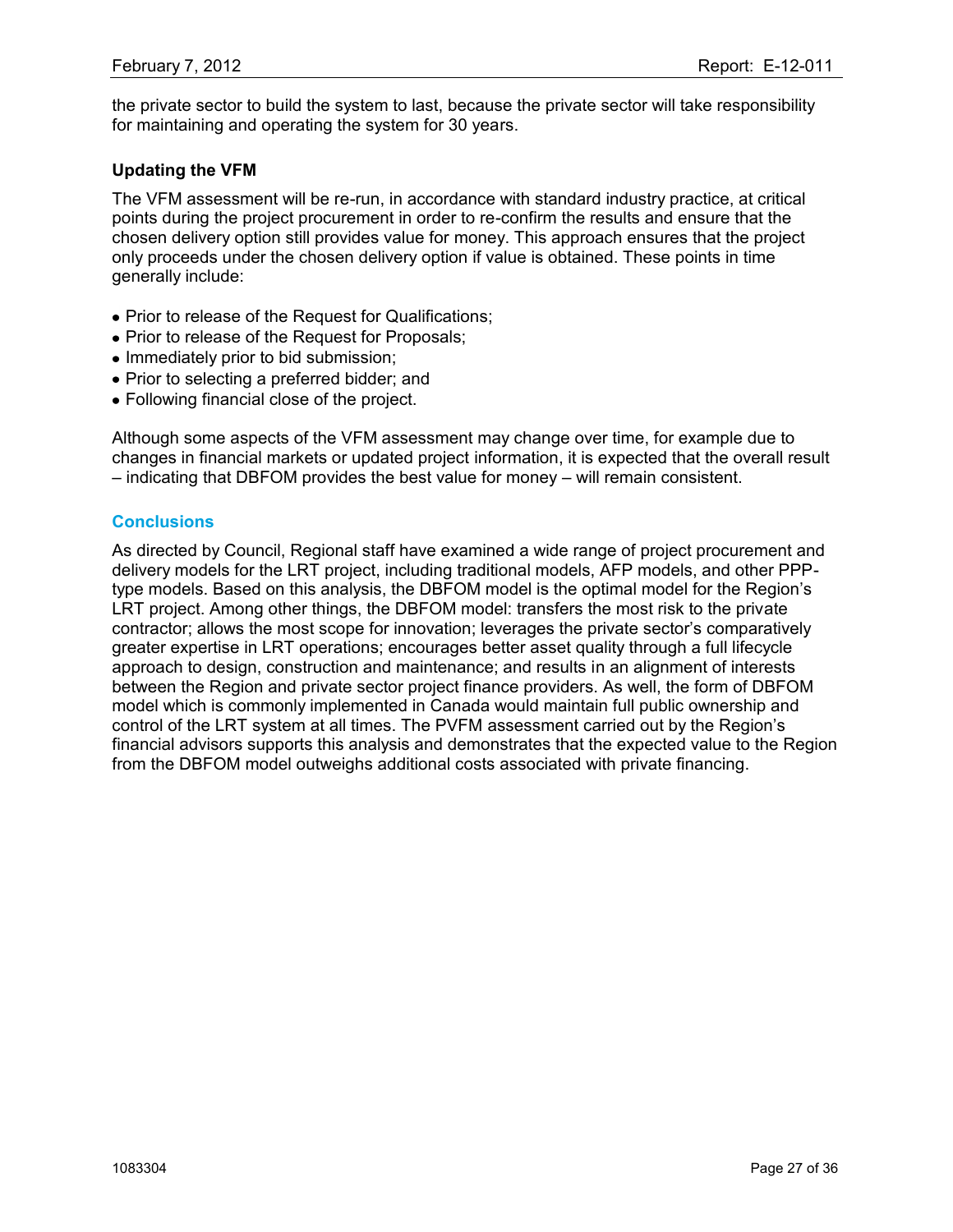the private sector to build the system to last, because the private sector will take responsibility for maintaining and operating the system for 30 years.

### Updating the VFM

The VFM assessment will be re-run, in accordance with standard industry practice, at critical points during the project procurement in order to re-confirm the results and ensure that the chosen delivery option still provides value for money. This approach ensures that the project only proceeds under the chosen delivery option if value is obtained. These points in time generally include:

- Prior to release of the Request for Qualifications;
- Prior to release of the Request for Proposals;
- Immediately prior to bid submission;
- Prior to selecting a preferred bidder; and
- Following financial close of the project.

Although some aspects of the VFM assessment may change over time, for example due to changes in financial markets or updated project information, it is expected that the overall result – indicating that DBFOM provides the best value for money – will remain consistent.

## Conclusions

As directed by Council, Regional staff have examined a wide range of project procurement and delivery models for the LRT project, including traditional models, AFP models, and other PPP-type models. Based on this analysis, the DBFOM model is the optimal model for the Region's LRT project. Among other things, the DBFOM model: transfers the most risk to the private contractor; allows the most scope for innovation; leverages the private sector's comparatively greater expertise in LRT operations; encourages better asset quality through a full lifecycle approach to design, construction and maintenance; and results in an alignment of interests between the Region and private sector project finance providers. As well, the form of DBFOM model which is commonly implemented in Canada would maintain full public ownership and control of the LRT system at all times. The PVFM assessment carried out by the Region's financial advisors supports this analysis and demonstrates that the expected value to the Region from the DBFOM model outweighs additional costs associated with private financing.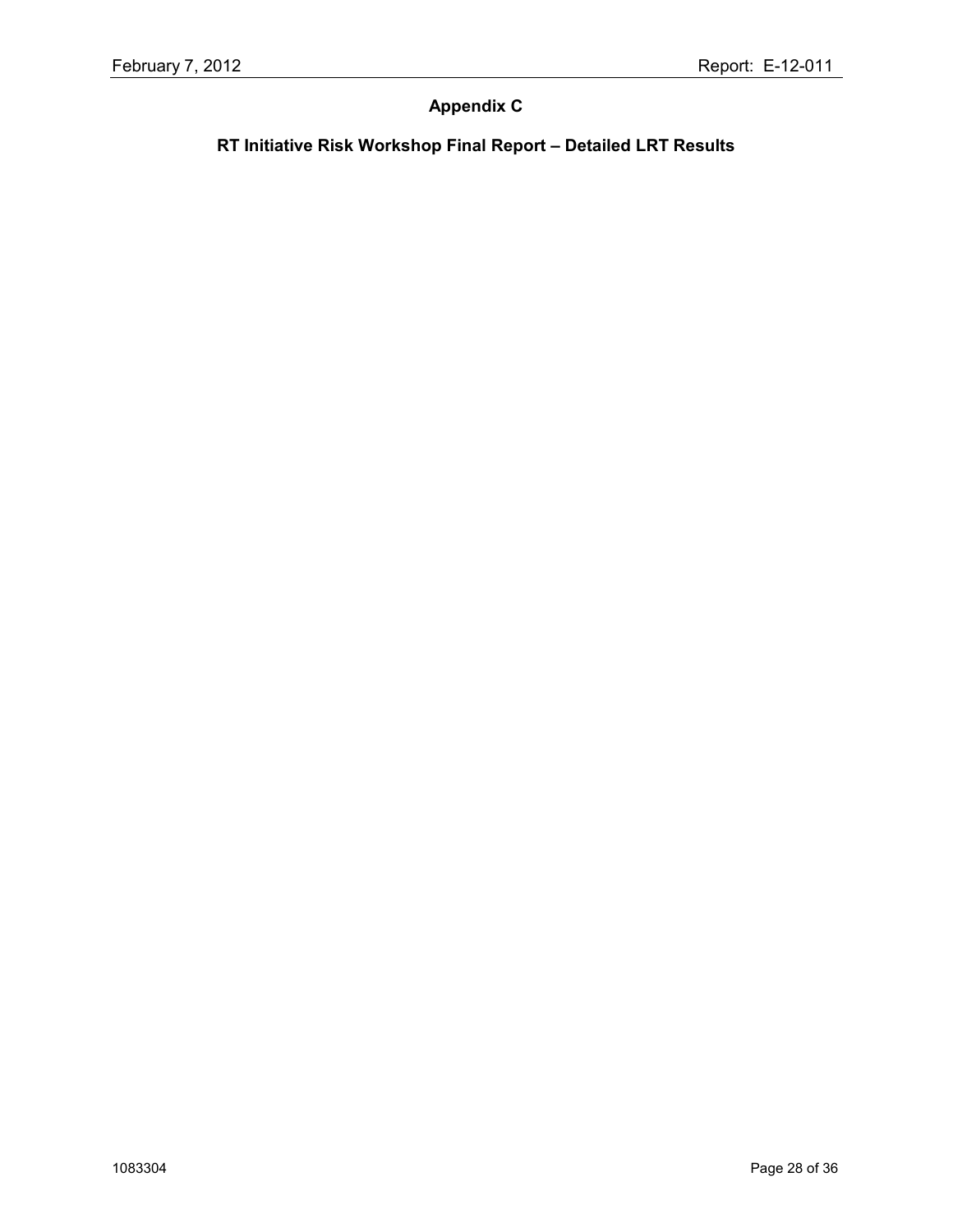## Appendix C

### RT Initiative Risk Workshop Final Report – Detailed LRT Results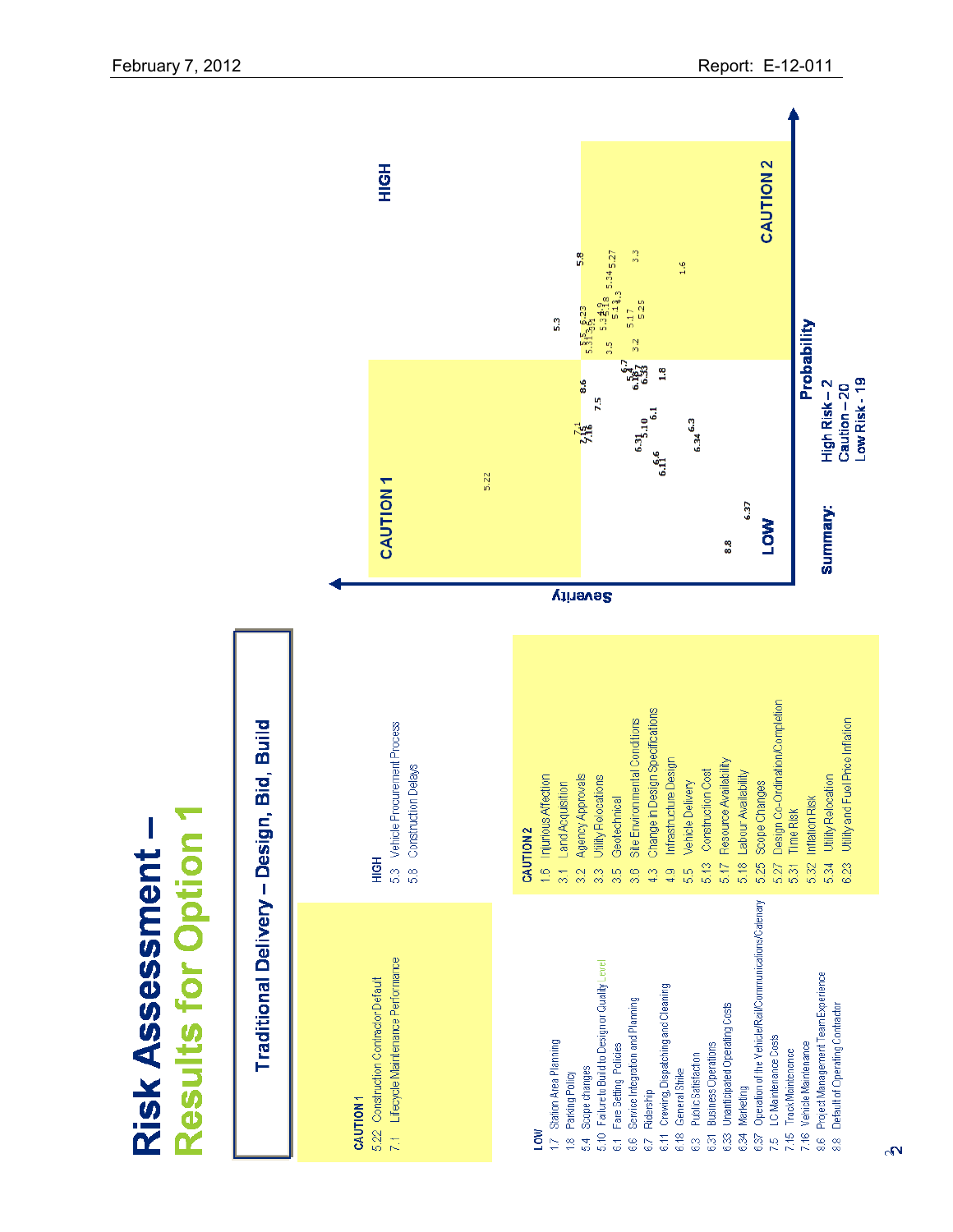# Risk Assessment – Results for Option 1

## Traditional Delivery – Design, Bid, Build

**CAUTION 1**
- 5.22 Construction Contractor Default
- 7.1 Lifecycle Maintenance Performance

**HIGH**
- 5.3 Vehicle Procurement Process
- 5.8 Construction Delays

**LOW**
- 1.7 Station Area Planning
- 1.8 Parking Policy
- 5.4 Scope changes
- 5.10 Failure to Build to Design or Quality Level
- 6.1 Fare Setting Policies
- 6.6 Service Integration and Planning
- 6.7 Ridership
- 6.11 Crewing, Dispatching and Cleaning
- 6.18 General Strike
- 6.3 Public Satisfaction
- 6.31 Business Operations
- 6.33 Unanticipated Operating Costs
- 6.34 Marketing
- 6.37 Operation of the Vehicle/Rail/Communications/Catenary
- 7.5 LC Maintenance Costs
- 7.15 Track Maintenance
- 7.16 Vehicle Maintenance
- 8.6 Project Management Team Experience
- 8.8 Default of Operating Contractor

**CAUTION 2**
- 1.5 Injurious Affection
- 3.1 Land Acquisition
- 3.2 Agency Approvals
- 3.3 Utility Relocations
- 3.5 Geotechnical
- 3.6 Site Environmental Conditions
- 4.3 Change in Design Specifications
- 4.9 Infrastructure Design
- 5.5 Vehicle Delivery
- 5.13 Construction Cost
- 5.17 Resource Availability
- 5.18 Labour Availability
- 5.25 Scope Changes
- 5.27 Design Co-Ordination/Completion
- 5.31 Time Risk
- 5.32 Inflation Risk
- 5.34 Utility Relocation
- 6.23 Utility and Fuel Price Inflation

*Chart: Severity (vertical axis) vs. Probability (horizontal axis), with quadrants LOW, CAUTION 1, CAUTION 2, HIGH.*

**Summary:**
- High Risk – 2
- Caution – 20
- Low Risk - 19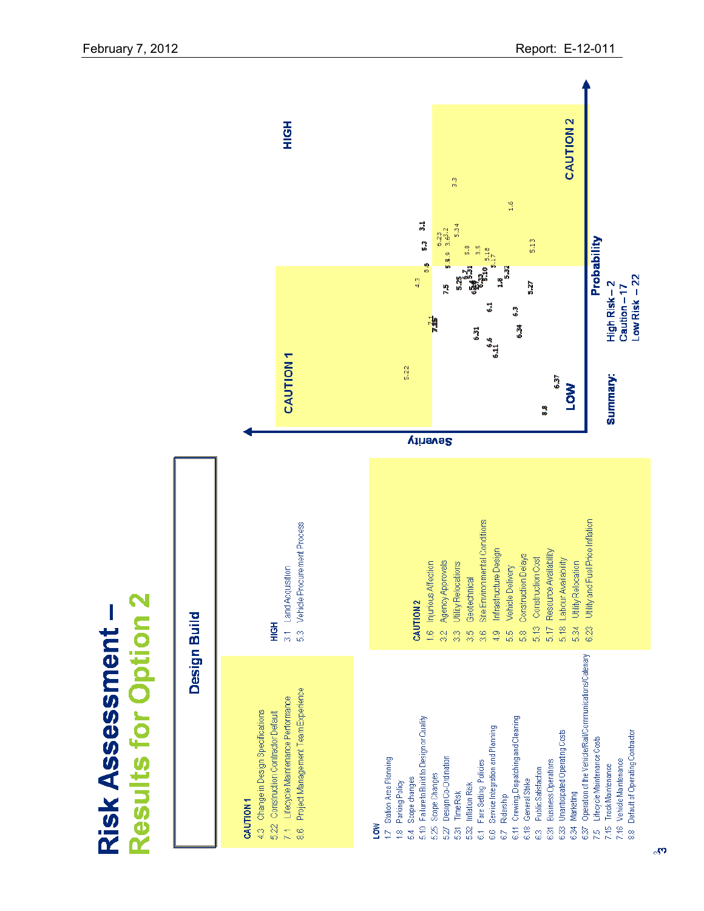# Risk Assessment – Results for Option 2

## Design Build

**CAUTION 1**

- 4.3 Change in Design Specifications
- 5.22 Construction Contractor Default
- 7.1 Lifecycle Maintenance Performance
- 8.6 Project Management Team Experience

**HIGH**

- 3.1 Land Acquisition
- 5.3 Vehicle Procurement Process

**CAUTION 2**

- 1.6 Injurious Affection
- 3.2 Agency Approvals
- 3.3 Utility Relocations
- 3.5 Geotechnical
- 3.6 Site Environmental Conditions
- 4.9 Infrastructure Design
- 5.5 Vehicle Delivery
- 5.8 Construction Delays
- 5.13 Construction Cost
- 5.17 Resource Availability
- 5.18 Labour Availability
- 5.34 Utility Relocation
- 6.23 Utility and Fuel Price Inflation

**LOW**

- 1.7 Station Area Planning
- 1.8 Parking Policy
- 5.4 Scope changes
- 5.10 Failure to Build to Design or Quality
- 5.25 Scope Changes
- 5.27 Design Co-Ordination
- 5.31 Time Risk
- 5.32 Inflation Risk
- 6.1 Fare Setting Policies
- 6.6 Service Integration and Planning
- 6.7 Ridership
- 6.11 Crewing, Despatching and Cleaning
- 6.18 General Strike
- 6.3 Public Satisfaction
- 6.31 Business Operations
- 6.33 Unanticipated Operating Costs
- 6.34 Marketing
- 6.37 Operation of the Vehicle/Rail/Communications/Catenary
- 7.5 Lifecycle Maintenance Costs
- 7.15 Track Maintenance
- 7.16 Vehicle Maintenance
- 8.8 Default of Operating Contractor

**Summary:**

- High Risk – 2
- Caution – 17
- Low Risk – 22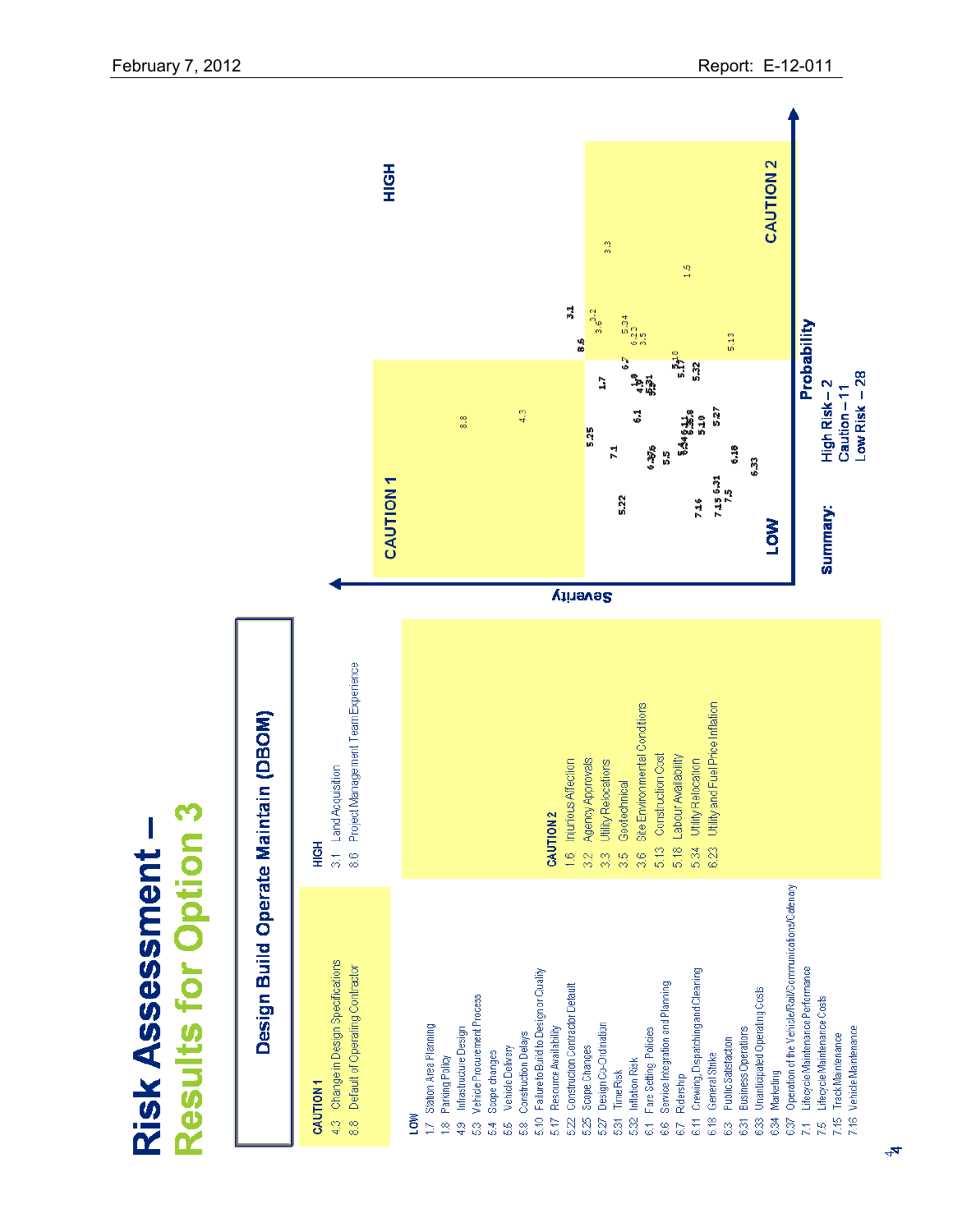# Risk Assessment – Results for Option 3

## Design Build Operate Maintain (DBOM)

**HIGH**
- 3.1 Land Acquisition
- 8.6 Project Management Team Experience

**CAUTION 1**
- 4.3 Change in Design Specifications
- 8.8 Default of Operating Contractor

**CAUTION 2**
- 1.6 Injurious Affection
- 3.2 Agency Approvals
- 3.3 Utility Relocations
- 3.5 Geotechnical
- 3.6 Site Environmental Conditions
- 5.13 Construction Cost
- 5.18 Labour Availability
- 5.34 Utility Relocation
- 6.23 Utility and Fuel Price Inflation

**LOW**
- 1.7 Station Area Planning
- 1.8 Parking Policy
- 4.9 Infrastructure Design
- 5.3 Vehicle Procurement Process
- 5.4 Scope changes
- 5.5 Vehicle Delivery
- 5.8 Construction Delays
- 5.10 Failure to Build to Design or Quality
- 5.17 Resource Availability
- 5.22 Construction Contractor Default
- 5.25 Scope Changes
- 5.27 Design Co-Ordination
- 5.31 Time Risk
- 5.32 Inflation Risk
- 6.1 Fare Setting Policies
- 6.6 Service Integration and Planning
- 6.7 Ridership
- 6.11 Crewing, Dispatching and Cleaning
- 6.18 General Strike
- 6.3 Public Satisfaction
- 6.31 Business Operations
- 6.33 Unanticipated Operating Costs
- 6.34 Marketing
- 6.37 Operation of the Vehicle/Rail/Communications/Catenary
- 7.1 Lifecycle Maintenance Performance
- 7.5 Lifecycle Maintenance Costs
- 7.15 Track Maintenance
- 7.16 Vehicle Maintenance

**Summary:**
- High Risk – 2
- Caution – 11
- Low Risk – 28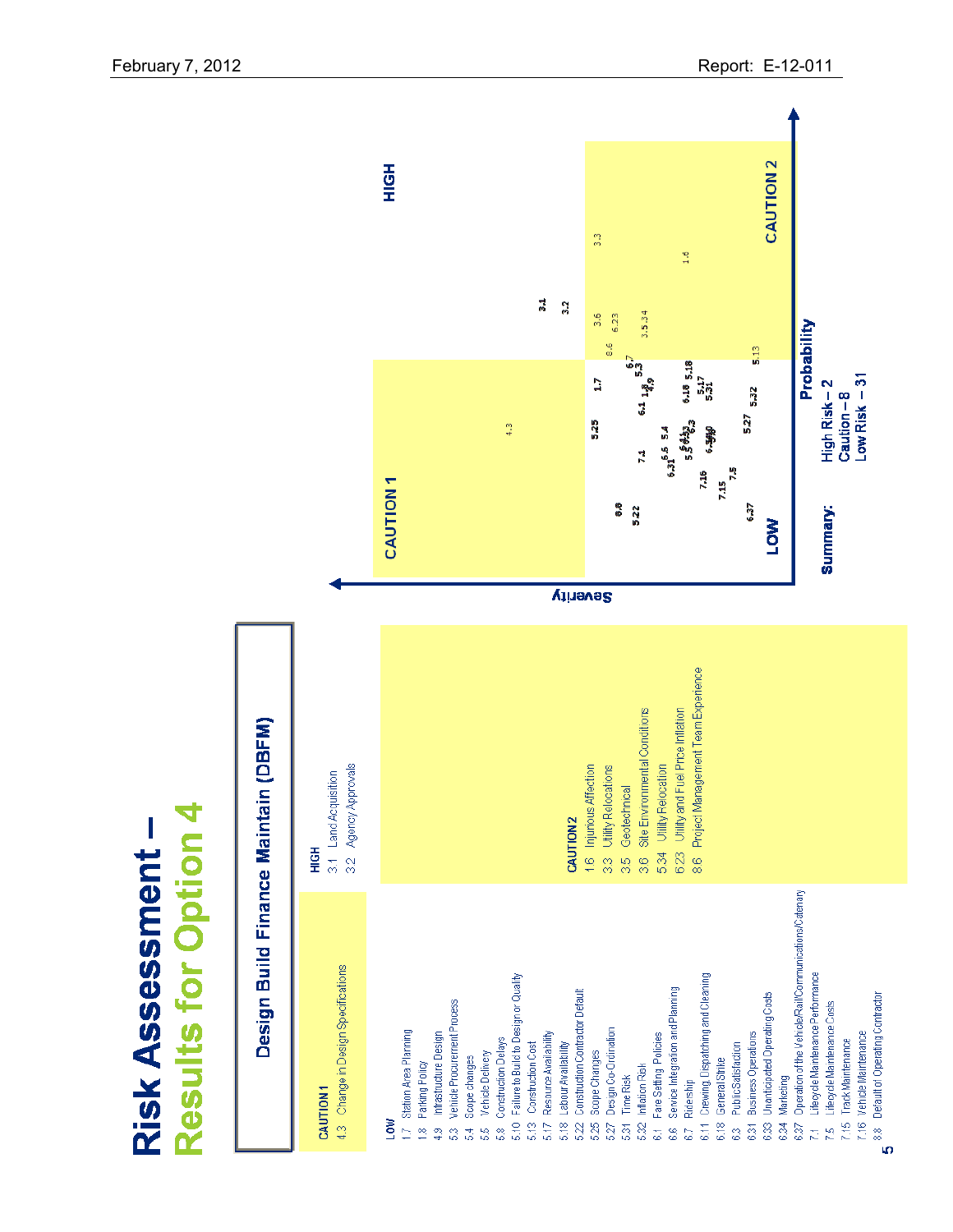# Risk Assessment – Results for Option 4

## Design Build Finance Maintain (DBFM)

**HIGH**
- 3.1 Land Acquisition
- 3.2 Agency Approvals

**CAUTION 1**
- 4.3 Change in Design Specifications

**CAUTION 2**
- 1.6 Injurious Affection
- 3.3 Utility Relocations
- 3.5 Geotechnical
- 3.6 Site Environmental Conditions
- 5.34 Utility Relocation
- 6.23 Utility and Fuel Price Inflation
- 8.6 Project Management Team Experience

**LOW**
- 1.7 Station Area Planning
- 1.8 Parking Policy
- 4.9 Infrastructure Design
- 5.3 Vehicle Procurement Process
- 5.4 Scope changes
- 5.5 Vehicle Delivery
- 5.8 Construction Delays
- 5.10 Failure to Build to Design or Quality
- 5.13 Construction Cost
- 5.17 Resource Availability
- 5.18 Labour Availability
- 5.22 Construction Contractor Default
- 5.25 Scope Changes
- 5.27 Design Co-Ordination
- 5.31 Time Risk
- 5.32 Inflation Risk
- 6.1 Fare Setting Policies
- 6.6 Service Integration and Planning
- 6.7 Ridership
- 6.11 Drewing, Dispatching and Cleaning
- 6.18 General Strike
- 6.3 Public Satisfaction
- 6.31 Business Operations
- 6.33 Unanticipated Operating Costs
- 6.34 Marketing
- 6.37 Operation of the Vehicle/Rail/Communications/Catenary
- 7.1 Lifecycle Maintenance Performance
- 7.5 Lifecycle Maintenance Costs
- 7.15 Track Maintenance
- 7.16 Vehicle Maintenance
- 8.8 Default of Operating Contractor

Chart axes: Severity (vertical), Probability (horizontal). Quadrants: HIGH, CAUTION 1, CAUTION 2, LOW.

**Summary:**
- High Risk – 2
- Caution – 8
- Low Risk – 31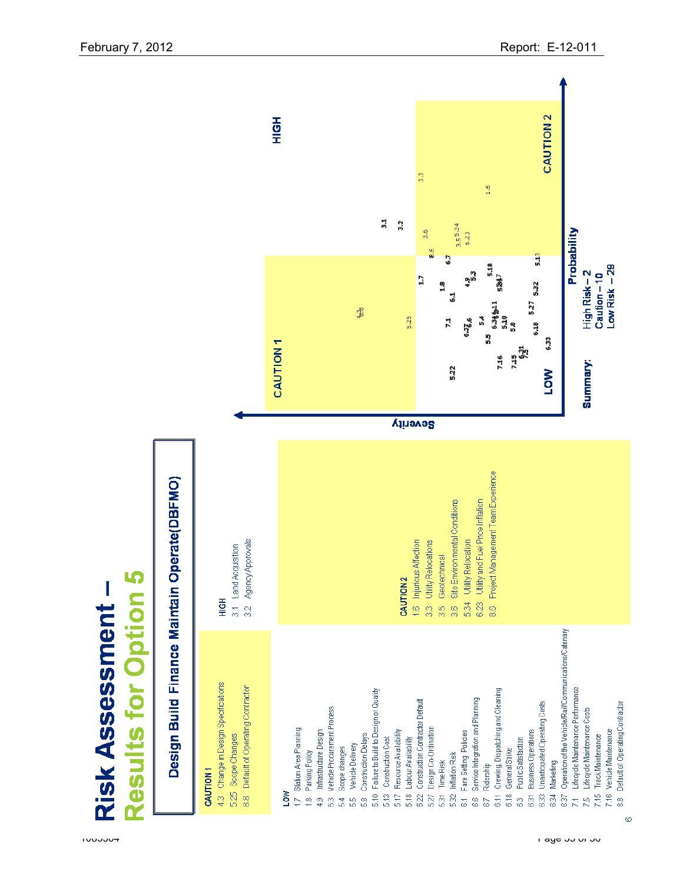# Risk Assessment – Results for Option 5

## Design Build Finance Maintain Operate (DBFMO)

**HIGH**
- 3.1 Land Acquisition
- 3.2 Agency Approvals

**CAUTION 1**
- 4.3 Change in Design Specifications
- 5.25 Scope Changes
- 8.8 Default of Operating Contractor

**CAUTION 2**
- 1.6 Injurious Affection
- 3.3 Utility Relocations
- 3.5 Geotechnical
- 3.6 Site Environmental Conditions
- 5.34 Utility Relocation
- 6.23 Utility and Fuel Price Inflation
- 8.6 Project Management Team Experience

**LOW**
- 1.7 Station Area Planning
- 1.8 Parking Policy
- 4.9 Infrastructure Design
- 5.3 Vehicle Procurement Process
- 5.4 Scope changes
- 5.5 Vehicle Delivery
- 5.8 Construction Delays
- 5.10 Failure to Build to Design or Quality
- 5.13 Construction Cost
- 5.17 Resource Availability
- 5.18 Labour Availability
- 5.22 Construction Contractor Default
- 5.27 Design Co-Ordination
- 5.31 Time Risk
- 5.32 Inflation Risk
- 6.1 Fare Setting Policies
- 6.6 Service Integration and Planning
- 6.7 Ridership
- 6.11 Crewing, Dispatching and Cleaning
- 6.18 General Strike
- 6.3 Public Satisfaction
- 6.31 Business Operations
- 6.33 Unanticipated Operating Costs
- 6.34 Marketing
- 6.37 Operation of the Vehicle/Rail/Communications/Catenary
- 7.1 Lifecycle Maintenance Performance
- 7.5 Lifecycle Maintenance Costs
- 7.15 Track Maintenance
- 7.16 Vehicle Maintenance
- 8.3 Default of Operating Contractor

**Summary:**
- High Risk – 2
- Caution – 10
- Low Risk – 29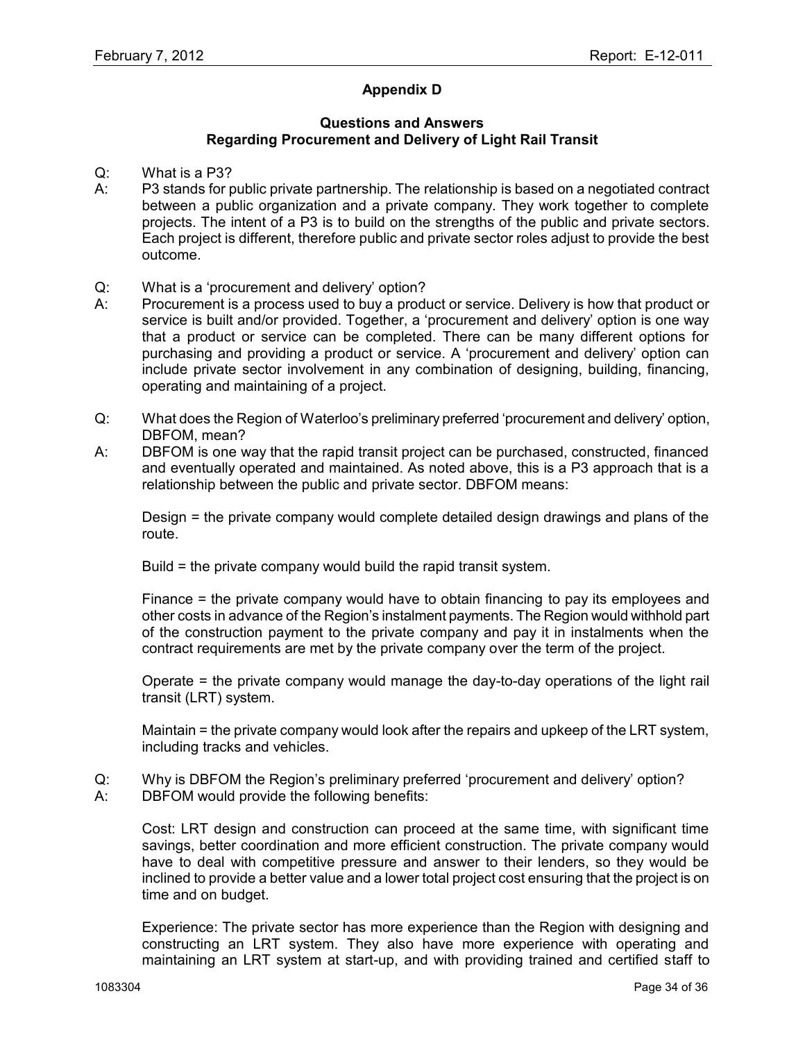## Appendix D

### Questions and Answers Regarding Procurement and Delivery of Light Rail Transit

Q: What is a P3?

A: P3 stands for public private partnership. The relationship is based on a negotiated contract between a public organization and a private company. They work together to complete projects. The intent of a P3 is to build on the strengths of the public and private sectors. Each project is different, therefore public and private sector roles adjust to provide the best outcome.

Q: What is a 'procurement and delivery' option?

A: Procurement is a process used to buy a product or service. Delivery is how that product or service is built and/or provided. Together, a 'procurement and delivery' option is one way that a product or service can be completed. There can be many different options for purchasing and providing a product or service. A 'procurement and delivery' option can include private sector involvement in any combination of designing, building, financing, operating and maintaining of a project.

Q: What does the Region of Waterloo's preliminary preferred 'procurement and delivery' option, DBFOM, mean?

A: DBFOM is one way that the rapid transit project can be purchased, constructed, financed and eventually operated and maintained. As noted above, this is a P3 approach that is a relationship between the public and private sector. DBFOM means:

Design = the private company would complete detailed design drawings and plans of the route.

Build = the private company would build the rapid transit system.

Finance = the private company would have to obtain financing to pay its employees and other costs in advance of the Region's instalment payments. The Region would withhold part of the construction payment to the private company and pay it in instalments when the contract requirements are met by the private company over the term of the project.

Operate = the private company would manage the day-to-day operations of the light rail transit (LRT) system.

Maintain = the private company would look after the repairs and upkeep of the LRT system, including tracks and vehicles.

Q: Why is DBFOM the Region's preliminary preferred 'procurement and delivery' option?

A: DBFOM would provide the following benefits:

Cost: LRT design and construction can proceed at the same time, with significant time savings, better coordination and more efficient construction. The private company would have to deal with competitive pressure and answer to their lenders, so they would be inclined to provide a better value and a lower total project cost ensuring that the project is on time and on budget.

Experience: The private sector has more experience than the Region with designing and constructing an LRT system. They also have more experience with operating and maintaining an LRT system at start-up, and with providing trained and certified staff to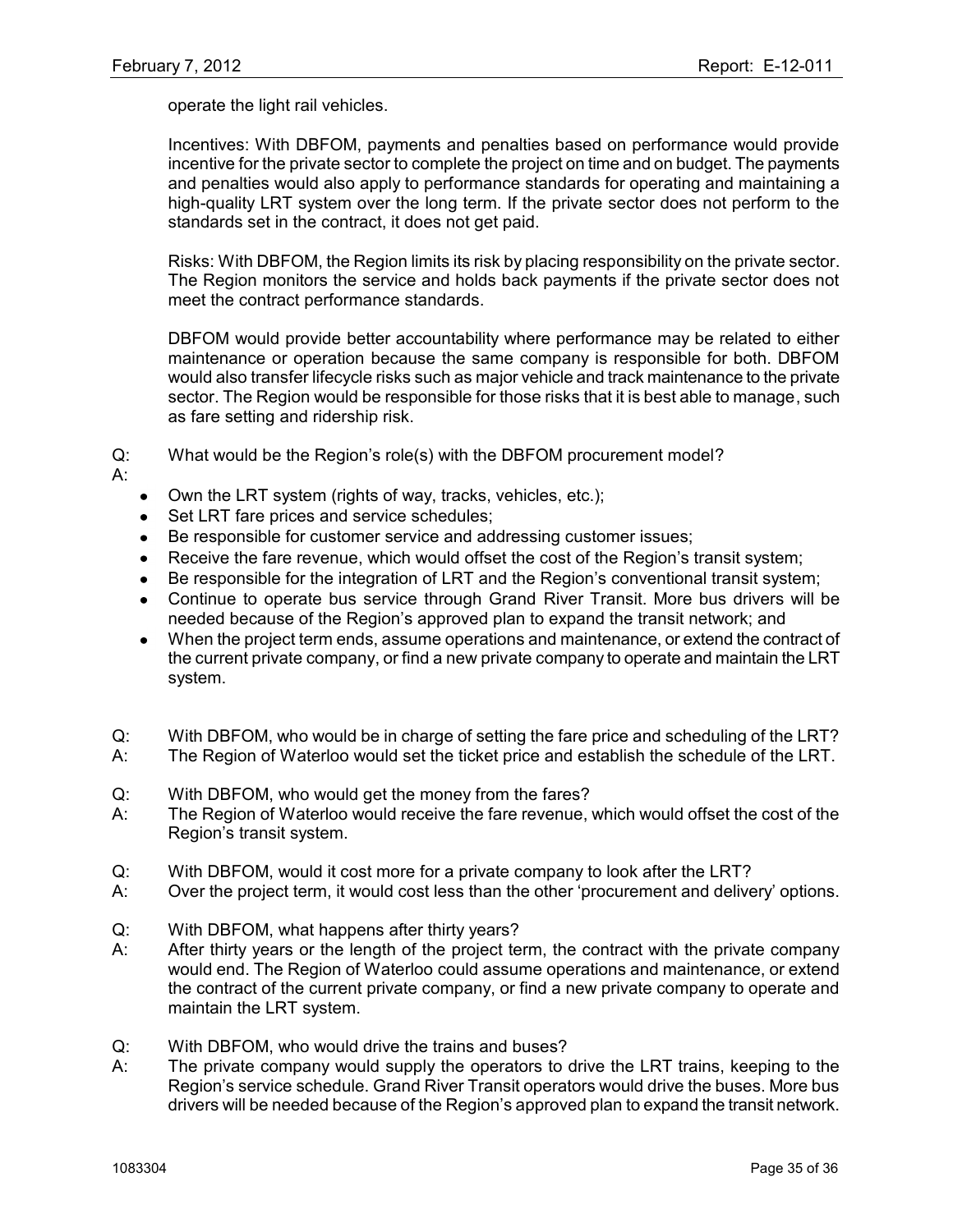operate the light rail vehicles.

Incentives: With DBFOM, payments and penalties based on performance would provide incentive for the private sector to complete the project on time and on budget. The payments and penalties would also apply to performance standards for operating and maintaining a high-quality LRT system over the long term. If the private sector does not perform to the standards set in the contract, it does not get paid.

Risks: With DBFOM, the Region limits its risk by placing responsibility on the private sector. The Region monitors the service and holds back payments if the private sector does not meet the contract performance standards.

DBFOM would provide better accountability where performance may be related to either maintenance or operation because the same company is responsible for both. DBFOM would also transfer lifecycle risks such as major vehicle and track maintenance to the private sector. The Region would be responsible for those risks that it is best able to manage, such as fare setting and ridership risk.

Q: What would be the Region's role(s) with the DBFOM procurement model?

A:

- Own the LRT system (rights of way, tracks, vehicles, etc.);
- Set LRT fare prices and service schedules;
- Be responsible for customer service and addressing customer issues;
- Receive the fare revenue, which would offset the cost of the Region's transit system;
- Be responsible for the integration of LRT and the Region's conventional transit system;
- Continue to operate bus service through Grand River Transit. More bus drivers will be needed because of the Region's approved plan to expand the transit network; and
- When the project term ends, assume operations and maintenance, or extend the contract of the current private company, or find a new private company to operate and maintain the LRT system.

Q: With DBFOM, who would be in charge of setting the fare price and scheduling of the LRT?

A: The Region of Waterloo would set the ticket price and establish the schedule of the LRT.

Q: With DBFOM, who would get the money from the fares?

A: The Region of Waterloo would receive the fare revenue, which would offset the cost of the Region's transit system.

Q: With DBFOM, would it cost more for a private company to look after the LRT?

A: Over the project term, it would cost less than the other 'procurement and delivery' options.

Q: With DBFOM, what happens after thirty years?

A: After thirty years or the length of the project term, the contract with the private company would end. The Region of Waterloo could assume operations and maintenance, or extend the contract of the current private company, or find a new private company to operate and maintain the LRT system.

Q: With DBFOM, who would drive the trains and buses?

A: The private company would supply the operators to drive the LRT trains, keeping to the Region's service schedule. Grand River Transit operators would drive the buses. More bus drivers will be needed because of the Region's approved plan to expand the transit network.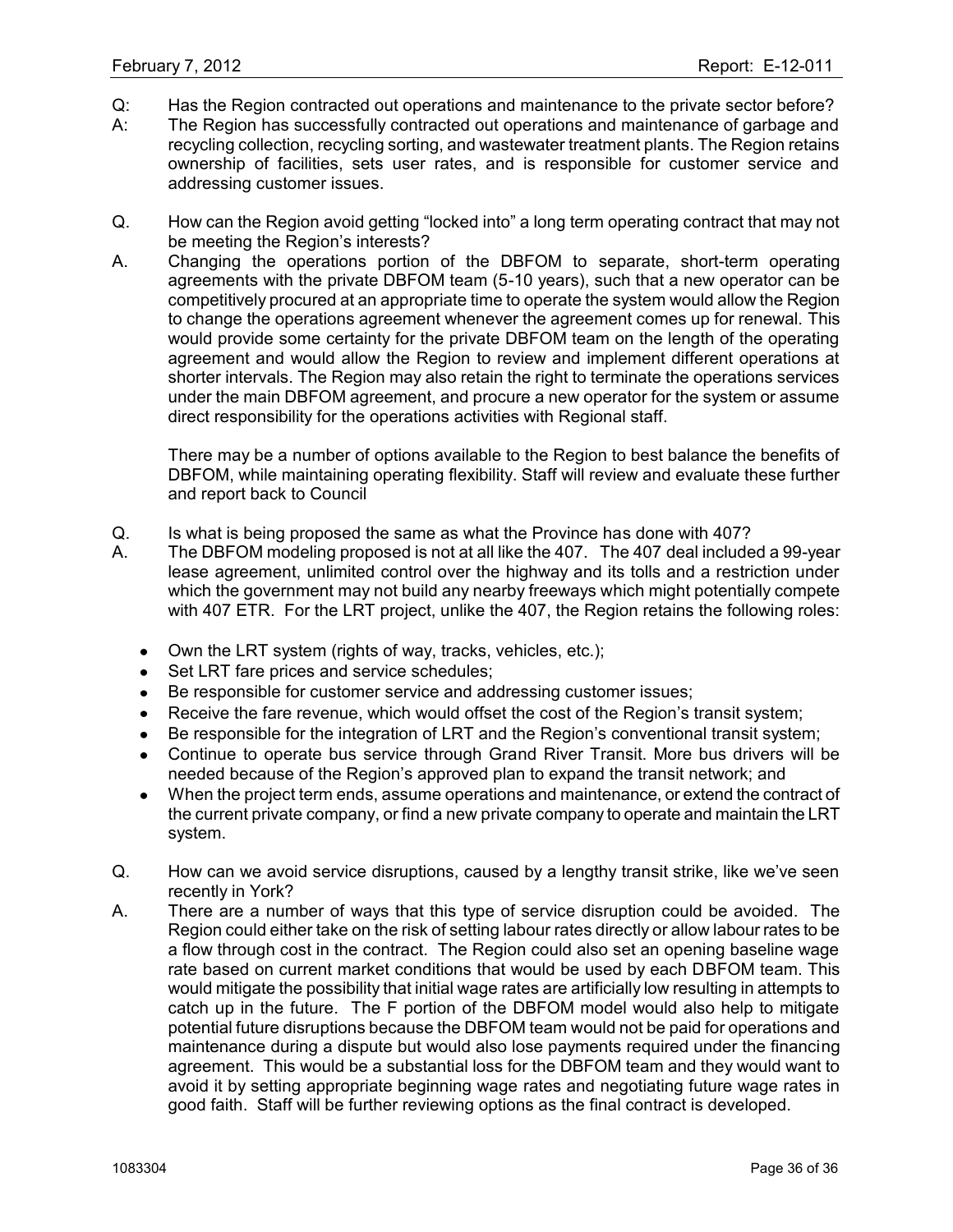Q: Has the Region contracted out operations and maintenance to the private sector before?

A: The Region has successfully contracted out operations and maintenance of garbage and recycling collection, recycling sorting, and wastewater treatment plants. The Region retains ownership of facilities, sets user rates, and is responsible for customer service and addressing customer issues.

Q. How can the Region avoid getting "locked into" a long term operating contract that may not be meeting the Region's interests?

A. Changing the operations portion of the DBFOM to separate, short-term operating agreements with the private DBFOM team (5-10 years), such that a new operator can be competitively procured at an appropriate time to operate the system would allow the Region to change the operations agreement whenever the agreement comes up for renewal. This would provide some certainty for the private DBFOM team on the length of the operating agreement and would allow the Region to review and implement different operations at shorter intervals. The Region may also retain the right to terminate the operations services under the main DBFOM agreement, and procure a new operator for the system or assume direct responsibility for the operations activities with Regional staff.

There may be a number of options available to the Region to best balance the benefits of DBFOM, while maintaining operating flexibility. Staff will review and evaluate these further and report back to Council

Q. Is what is being proposed the same as what the Province has done with 407?

A. The DBFOM modeling proposed is not at all like the 407. The 407 deal included a 99-year lease agreement, unlimited control over the highway and its tolls and a restriction under which the government may not build any nearby freeways which might potentially compete with 407 ETR. For the LRT project, unlike the 407, the Region retains the following roles:

- Own the LRT system (rights of way, tracks, vehicles, etc.);
- Set LRT fare prices and service schedules;
- Be responsible for customer service and addressing customer issues;
- Receive the fare revenue, which would offset the cost of the Region's transit system;
- Be responsible for the integration of LRT and the Region's conventional transit system;
- Continue to operate bus service through Grand River Transit. More bus drivers will be needed because of the Region's approved plan to expand the transit network; and
- When the project term ends, assume operations and maintenance, or extend the contract of the current private company, or find a new private company to operate and maintain the LRT system.

Q. How can we avoid service disruptions, caused by a lengthy transit strike, like we've seen recently in York?

A. There are a number of ways that this type of service disruption could be avoided. The Region could either take on the risk of setting labour rates directly or allow labour rates to be a flow through cost in the contract. The Region could also set an opening baseline wage rate based on current market conditions that would be used by each DBFOM team. This would mitigate the possibility that initial wage rates are artificially low resulting in attempts to catch up in the future. The F portion of the DBFOM model would also help to mitigate potential future disruptions because the DBFOM team would not be paid for operations and maintenance during a dispute but would also lose payments required under the financing agreement. This would be a substantial loss for the DBFOM team and they would want to avoid it by setting appropriate beginning wage rates and negotiating future wage rates in good faith. Staff will be further reviewing options as the final contract is developed.